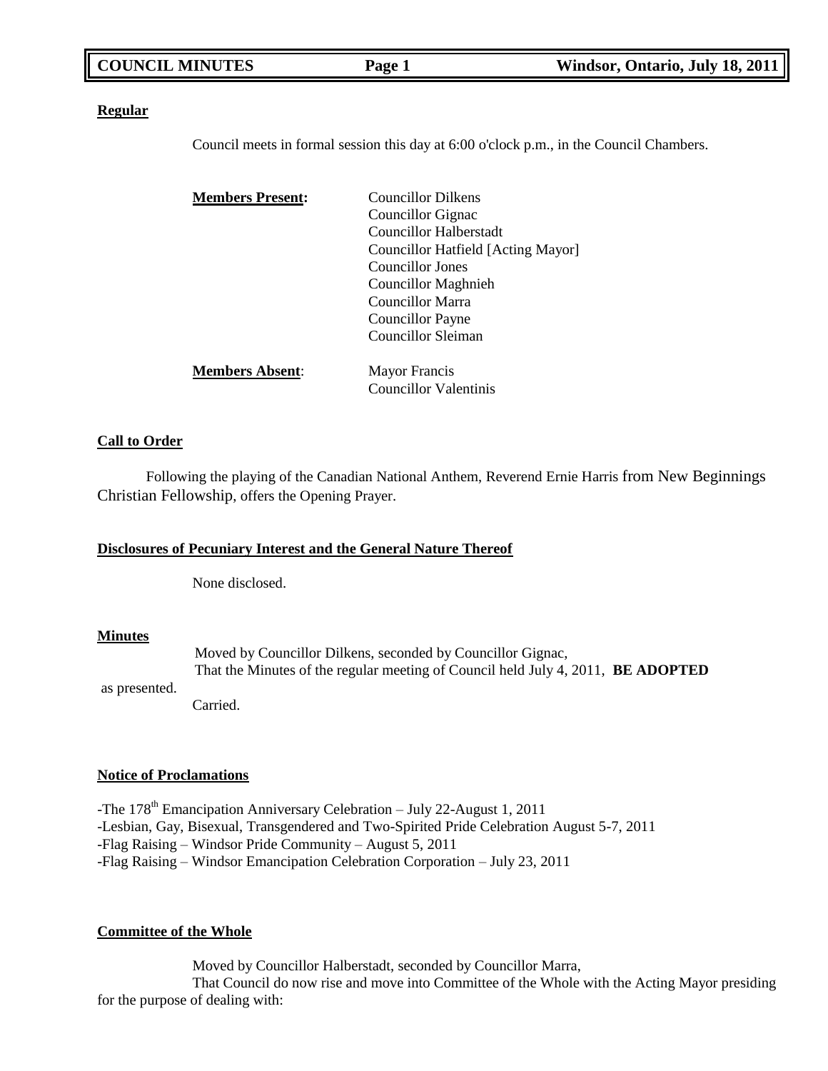**Regular**

Council meets in formal session this day at 6:00 o'clock p.m., in the Council Chambers.

**Members Present:**

- Councillor Dilkens
- Councillor Gignac
- Councillor Halberstadt
- Councillor Hatfield [Acting Mayor]
- Councillor Jones
- Councillor Maghnieh
- Councillor Marra
- Councillor Payne
- Councillor Sleiman

**Members Absent:**

- Mayor Francis
- Councillor Valentinis

**Call to Order**

Following the playing of the Canadian National Anthem, Reverend Ernie Harris from New Beginnings Christian Fellowship, offers the Opening Prayer.

**Disclosures of Pecuniary Interest and the General Nature Thereof**

None disclosed.

**Minutes**

Moved by Councillor Dilkens, seconded by Councillor Gignac,
That the Minutes of the regular meeting of Council held July 4, 2011, **BE ADOPTED** as presented.
Carried.

**Notice of Proclamations**

-The 178th Emancipation Anniversary Celebration – July 22-August 1, 2011
-Lesbian, Gay, Bisexual, Transgendered and Two-Spirited Pride Celebration August 5-7, 2011
-Flag Raising – Windsor Pride Community – August 5, 2011
-Flag Raising – Windsor Emancipation Celebration Corporation – July 23, 2011

**Committee of the Whole**

Moved by Councillor Halberstadt, seconded by Councillor Marra,
That Council do now rise and move into Committee of the Whole with the Acting Mayor presiding for the purpose of dealing with: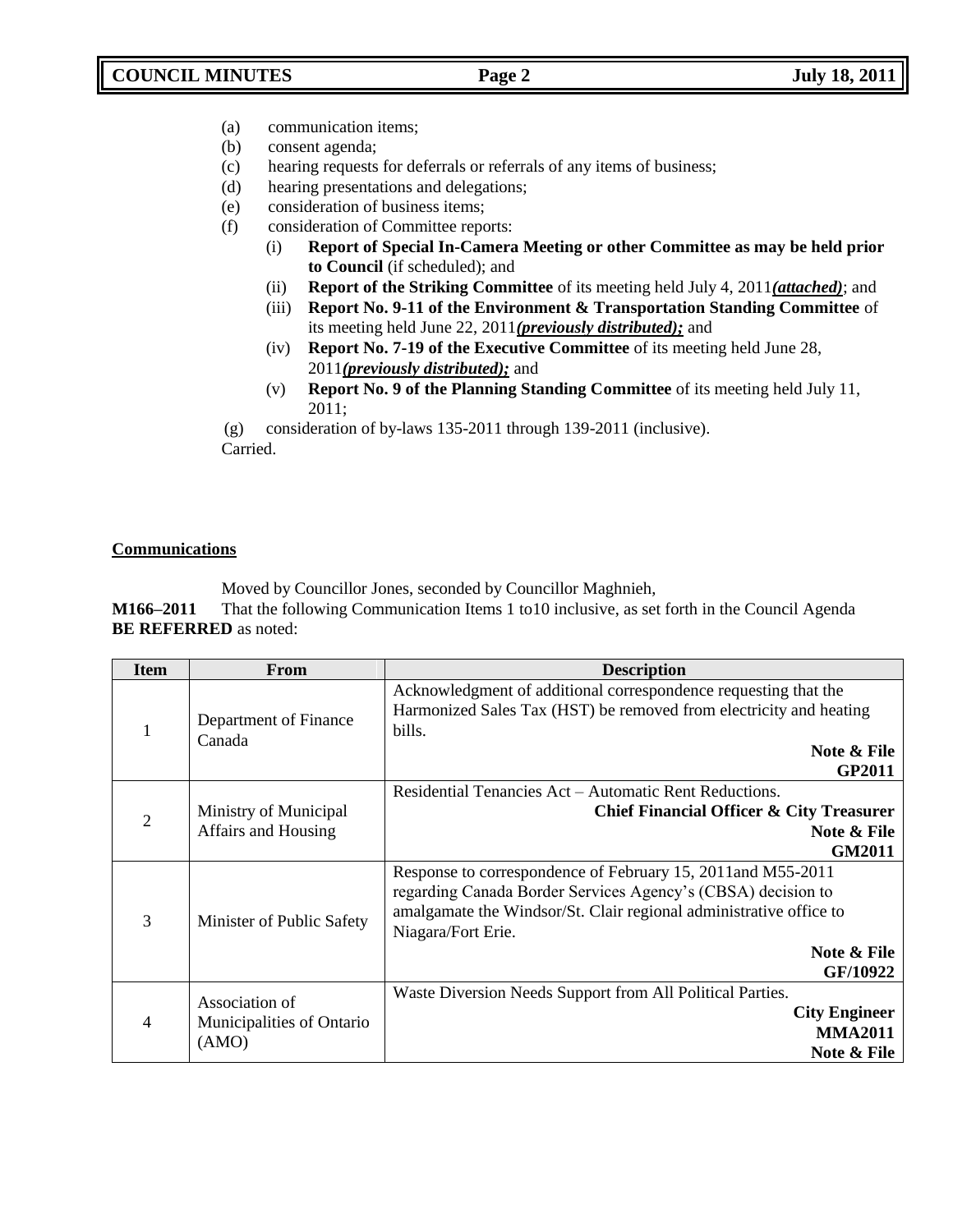(a) communication items;
(b) consent agenda;
(c) hearing requests for deferrals or referrals of any items of business;
(d) hearing presentations and delegations;
(e) consideration of business items;
(f) consideration of Committee reports:
    (i) **Report of Special In-Camera Meeting or other Committee as may be held prior to Council** (if scheduled); and
    (ii) **Report of the Striking Committee** of its meeting held July 4, 2011***(attached)***; and
    (iii) **Report No. 9-11 of the Environment & Transportation Standing Committee** of its meeting held June 22, 2011***(previously distributed);*** and
    (iv) **Report No. 7-19 of the Executive Committee** of its meeting held June 28, 2011***(previously distributed);*** and
    (v) **Report No. 9 of the Planning Standing Committee** of its meeting held July 11, 2011;
(g) consideration of by-laws 135-2011 through 139-2011 (inclusive).

Carried.

**Communications**

Moved by Councillor Jones, seconded by Councillor Maghnieh,

**M166–2011** That the following Communication Items 1 to10 inclusive, as set forth in the Council Agenda **BE REFERRED** as noted:

| Item | From | Description |
|---|---|---|
| 1 | Department of Finance Canada | Acknowledgment of additional correspondence requesting that the Harmonized Sales Tax (HST) be removed from electricity and heating bills. **Note & File** **GP2011** |
| 2 | Ministry of Municipal Affairs and Housing | Residential Tenancies Act – Automatic Rent Reductions. **Chief Financial Officer & City Treasurer** **Note & File** **GM2011** |
| 3 | Minister of Public Safety | Response to correspondence of February 15, 2011and M55-2011 regarding Canada Border Services Agency's (CBSA) decision to amalgamate the Windsor/St. Clair regional administrative office to Niagara/Fort Erie. **Note & File** **GF/10922** |
| 4 | Association of Municipalities of Ontario (AMO) | Waste Diversion Needs Support from All Political Parties. **City Engineer** **MMA2011** **Note & File** |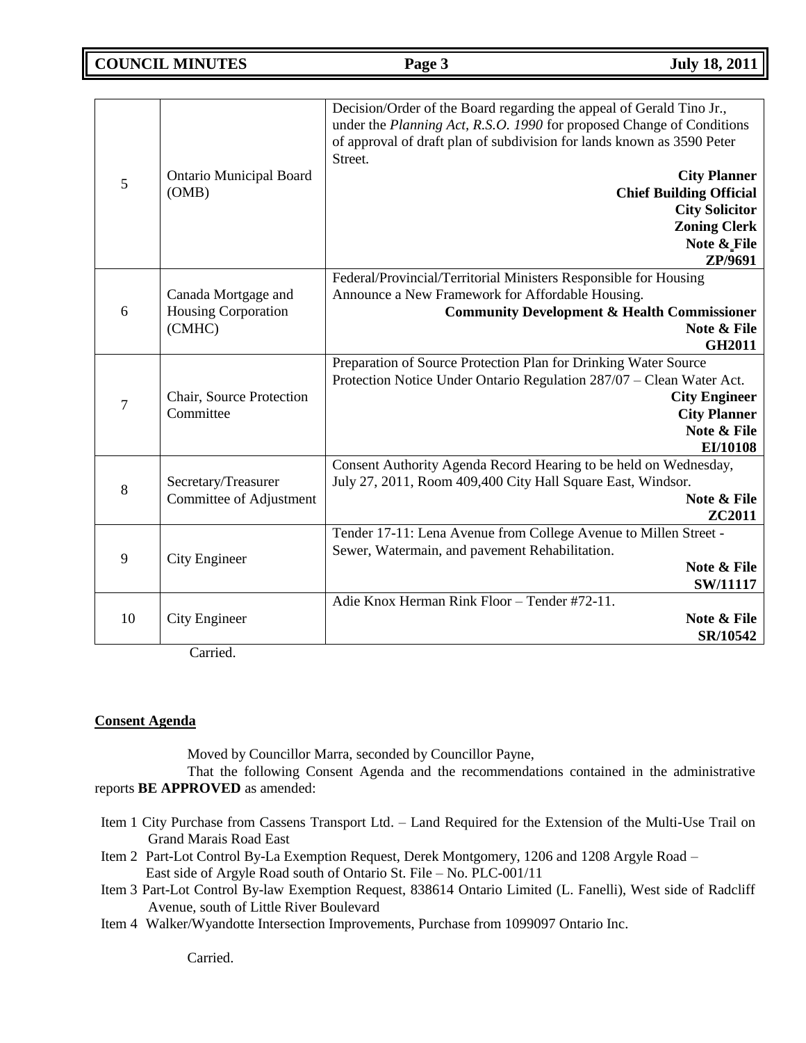| | | |
|---|---|---|
| 5 | Ontario Municipal Board (OMB) | Decision/Order of the Board regarding the appeal of Gerald Tino Jr., under the *Planning Act, R.S.O. 1990* for proposed Change of Conditions of approval of draft plan of subdivision for lands known as 3590 Peter Street. **City Planner** **Chief Building Official** **City Solicitor** **Zoning Clerk** **Note & File** **ZP/9691** |
| 6 | Canada Mortgage and Housing Corporation (CMHC) | Federal/Provincial/Territorial Ministers Responsible for Housing Announce a New Framework for Affordable Housing. **Community Development & Health Commissioner** **Note & File** **GH2011** |
| 7 | Chair, Source Protection Committee | Preparation of Source Protection Plan for Drinking Water Source Protection Notice Under Ontario Regulation 287/07 – Clean Water Act. **City Engineer** **City Planner** **Note & File** **EI/10108** |
| 8 | Secretary/Treasurer Committee of Adjustment | Consent Authority Agenda Record Hearing to be held on Wednesday, July 27, 2011, Room 409,400 City Hall Square East, Windsor. **Note & File** **ZC2011** |
| 9 | City Engineer | Tender 17-11: Lena Avenue from College Avenue to Millen Street - Sewer, Watermain, and pavement Rehabilitation. **Note & File** **SW/11117** |
| 10 | City Engineer | Adie Knox Herman Rink Floor – Tender #72-11. **Note & File** **SR/10542** |

Carried.

**Consent Agenda**

Moved by Councillor Marra, seconded by Councillor Payne,

That the following Consent Agenda and the recommendations contained in the administrative reports **BE APPROVED** as amended:

Item 1 City Purchase from Cassens Transport Ltd. – Land Required for the Extension of the Multi-Use Trail on Grand Marais Road East

Item 2 Part-Lot Control By-La Exemption Request, Derek Montgomery, 1206 and 1208 Argyle Road – East side of Argyle Road south of Ontario St. File – No. PLC-001/11

Item 3 Part-Lot Control By-law Exemption Request, 838614 Ontario Limited (L. Fanelli), West side of Radcliff Avenue, south of Little River Boulevard

Item 4 Walker/Wyandotte Intersection Improvements, Purchase from 1099097 Ontario Inc.

Carried.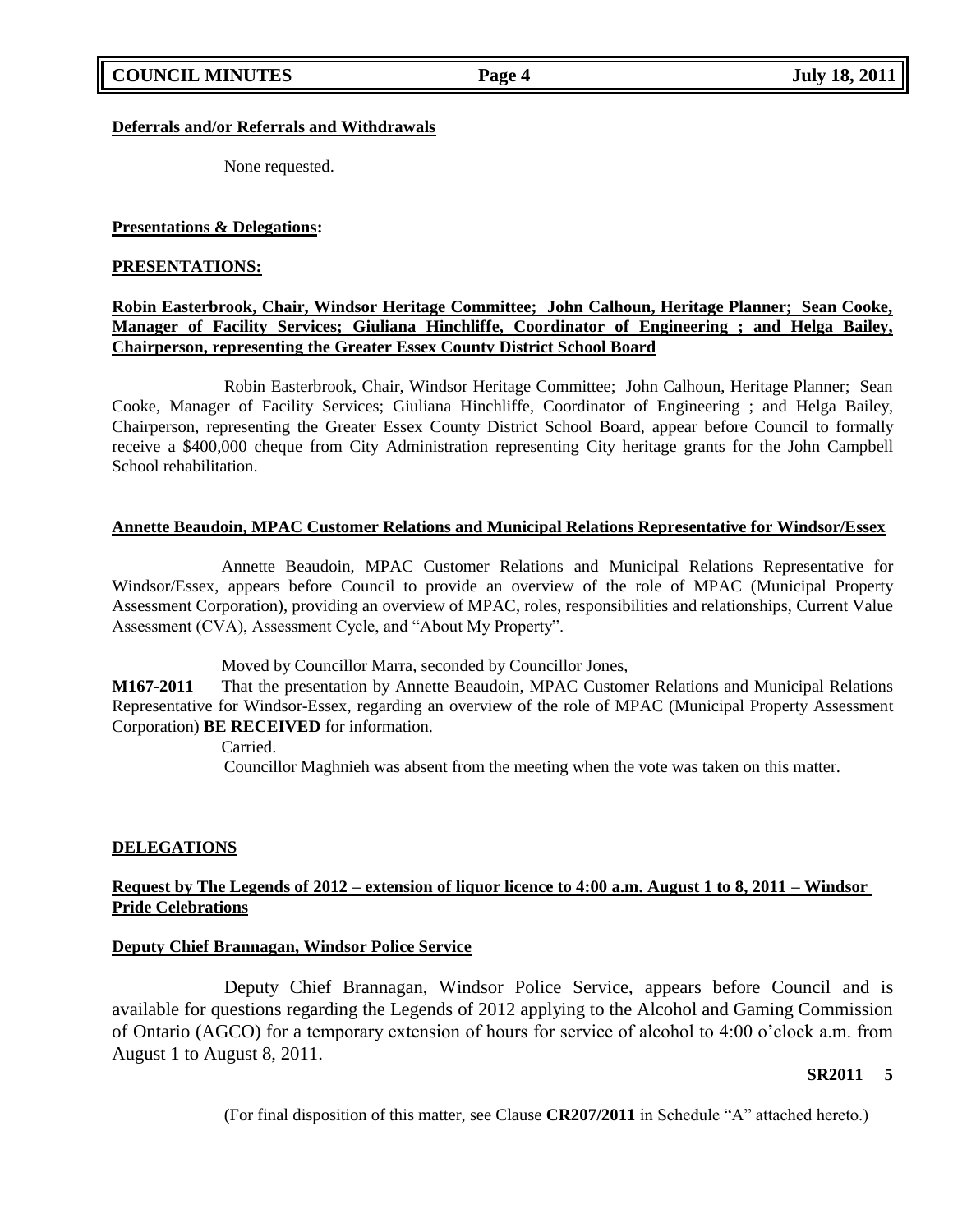**Deferrals and/or Referrals and Withdrawals**

None requested.

**Presentations & Delegations:**

**PRESENTATIONS:**

**Robin Easterbrook, Chair, Windsor Heritage Committee; John Calhoun, Heritage Planner; Sean Cooke, Manager of Facility Services; Giuliana Hinchliffe, Coordinator of Engineering ; and Helga Bailey, Chairperson, representing the Greater Essex County District School Board**

Robin Easterbrook, Chair, Windsor Heritage Committee; John Calhoun, Heritage Planner; Sean Cooke, Manager of Facility Services; Giuliana Hinchliffe, Coordinator of Engineering ; and Helga Bailey, Chairperson, representing the Greater Essex County District School Board, appear before Council to formally receive a $400,000 cheque from City Administration representing City heritage grants for the John Campbell School rehabilitation.

**Annette Beaudoin, MPAC Customer Relations and Municipal Relations Representative for Windsor/Essex**

Annette Beaudoin, MPAC Customer Relations and Municipal Relations Representative for Windsor/Essex, appears before Council to provide an overview of the role of MPAC (Municipal Property Assessment Corporation), providing an overview of MPAC, roles, responsibilities and relationships, Current Value Assessment (CVA), Assessment Cycle, and "About My Property".

Moved by Councillor Marra, seconded by Councillor Jones,

**M167-2011** That the presentation by Annette Beaudoin, MPAC Customer Relations and Municipal Relations Representative for Windsor-Essex, regarding an overview of the role of MPAC (Municipal Property Assessment Corporation) **BE RECEIVED** for information.

Carried.

Councillor Maghnieh was absent from the meeting when the vote was taken on this matter.

**DELEGATIONS**

**Request by The Legends of 2012 – extension of liquor licence to 4:00 a.m. August 1 to 8, 2011 – Windsor Pride Celebrations**

**Deputy Chief Brannagan, Windsor Police Service**

Deputy Chief Brannagan, Windsor Police Service, appears before Council and is available for questions regarding the Legends of 2012 applying to the Alcohol and Gaming Commission of Ontario (AGCO) for a temporary extension of hours for service of alcohol to 4:00 o'clock a.m. from August 1 to August 8, 2011.

**SR2011 5**

(For final disposition of this matter, see Clause **CR207/2011** in Schedule "A" attached hereto.)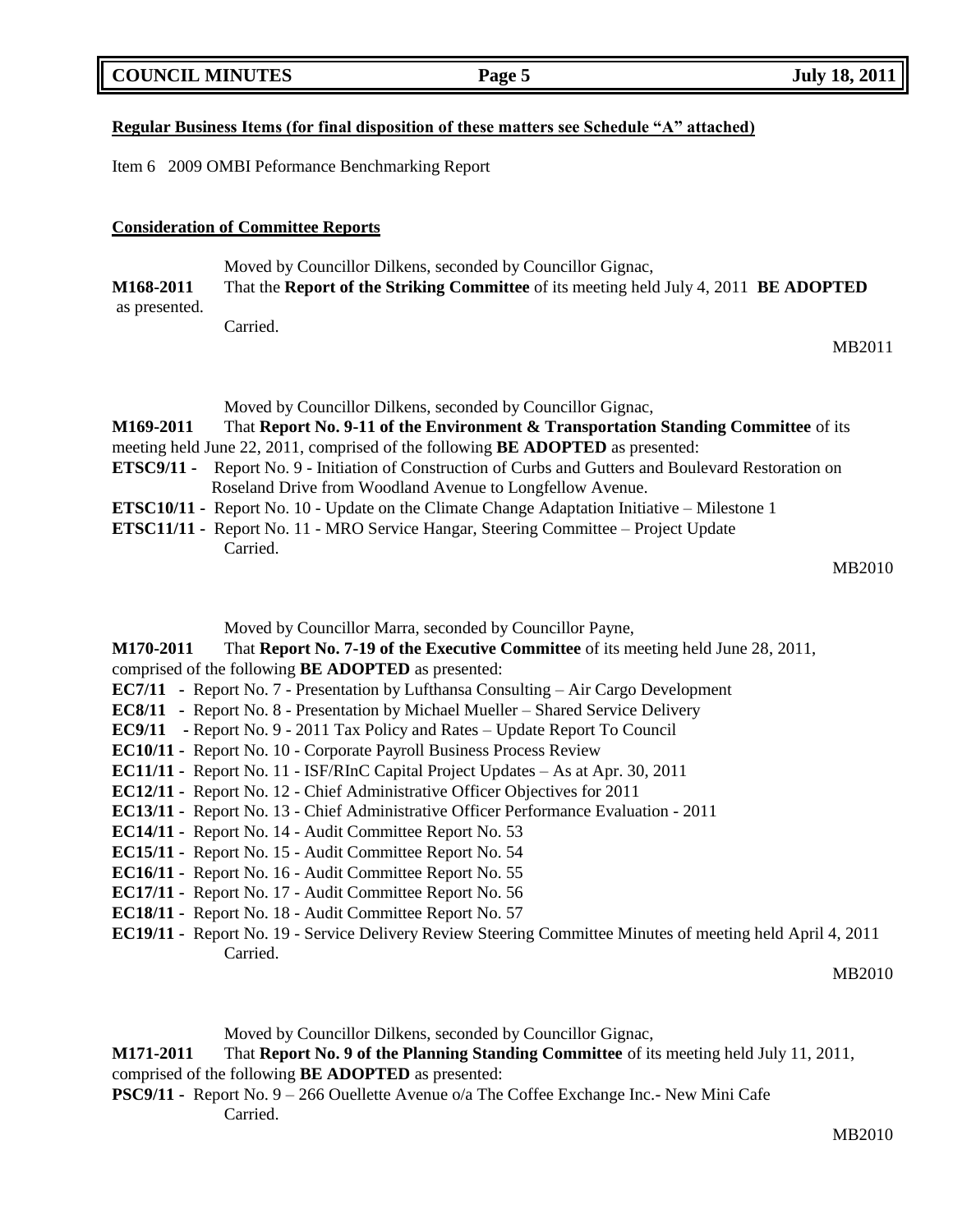**Regular Business Items (for final disposition of these matters see Schedule "A" attached)**

Item 6 2009 OMBI Peformance Benchmarking Report

**Consideration of Committee Reports**

Moved by Councillor Dilkens, seconded by Councillor Gignac,

**M168-2011** That the **Report of the Striking Committee** of its meeting held July 4, 2011 **BE ADOPTED** as presented.

Carried.

MB2011

Moved by Councillor Dilkens, seconded by Councillor Gignac,

**M169-2011** That **Report No. 9-11 of the Environment & Transportation Standing Committee** of its meeting held June 22, 2011, comprised of the following **BE ADOPTED** as presented:

**ETSC9/11 -** Report No. 9 - Initiation of Construction of Curbs and Gutters and Boulevard Restoration on Roseland Drive from Woodland Avenue to Longfellow Avenue.

**ETSC10/11 -** Report No. 10 - Update on the Climate Change Adaptation Initiative – Milestone 1

**ETSC11/11 -** Report No. 11 - MRO Service Hangar, Steering Committee – Project Update

Carried.

MB2010

Moved by Councillor Marra, seconded by Councillor Payne,

**M170-2011** That **Report No. 7-19 of the Executive Committee** of its meeting held June 28, 2011, comprised of the following **BE ADOPTED** as presented:

**EC7/11 -** Report No. 7 - Presentation by Lufthansa Consulting – Air Cargo Development

**EC8/11 -** Report No. 8 - Presentation by Michael Mueller – Shared Service Delivery

**EC9/11 -** Report No. 9 - 2011 Tax Policy and Rates – Update Report To Council

**EC10/11 -** Report No. 10 - Corporate Payroll Business Process Review

**EC11/11 -** Report No. 11 - ISF/RInC Capital Project Updates – As at Apr. 30, 2011

**EC12/11 -** Report No. 12 - Chief Administrative Officer Objectives for 2011

**EC13/11 -** Report No. 13 - Chief Administrative Officer Performance Evaluation - 2011

**EC14/11 -** Report No. 14 - Audit Committee Report No. 53

**EC15/11 -** Report No. 15 - Audit Committee Report No. 54

**EC16/11 -** Report No. 16 - Audit Committee Report No. 55

**EC17/11 -** Report No. 17 - Audit Committee Report No. 56

**EC18/11 -** Report No. 18 - Audit Committee Report No. 57

**EC19/11 -** Report No. 19 - Service Delivery Review Steering Committee Minutes of meeting held April 4, 2011

Carried.

MB2010

Moved by Councillor Dilkens, seconded by Councillor Gignac,

**M171-2011** That **Report No. 9 of the Planning Standing Committee** of its meeting held July 11, 2011, comprised of the following **BE ADOPTED** as presented:

**PSC9/11 -** Report No. 9 – 266 Ouellette Avenue o/a The Coffee Exchange Inc.- New Mini Cafe

Carried.

MB2010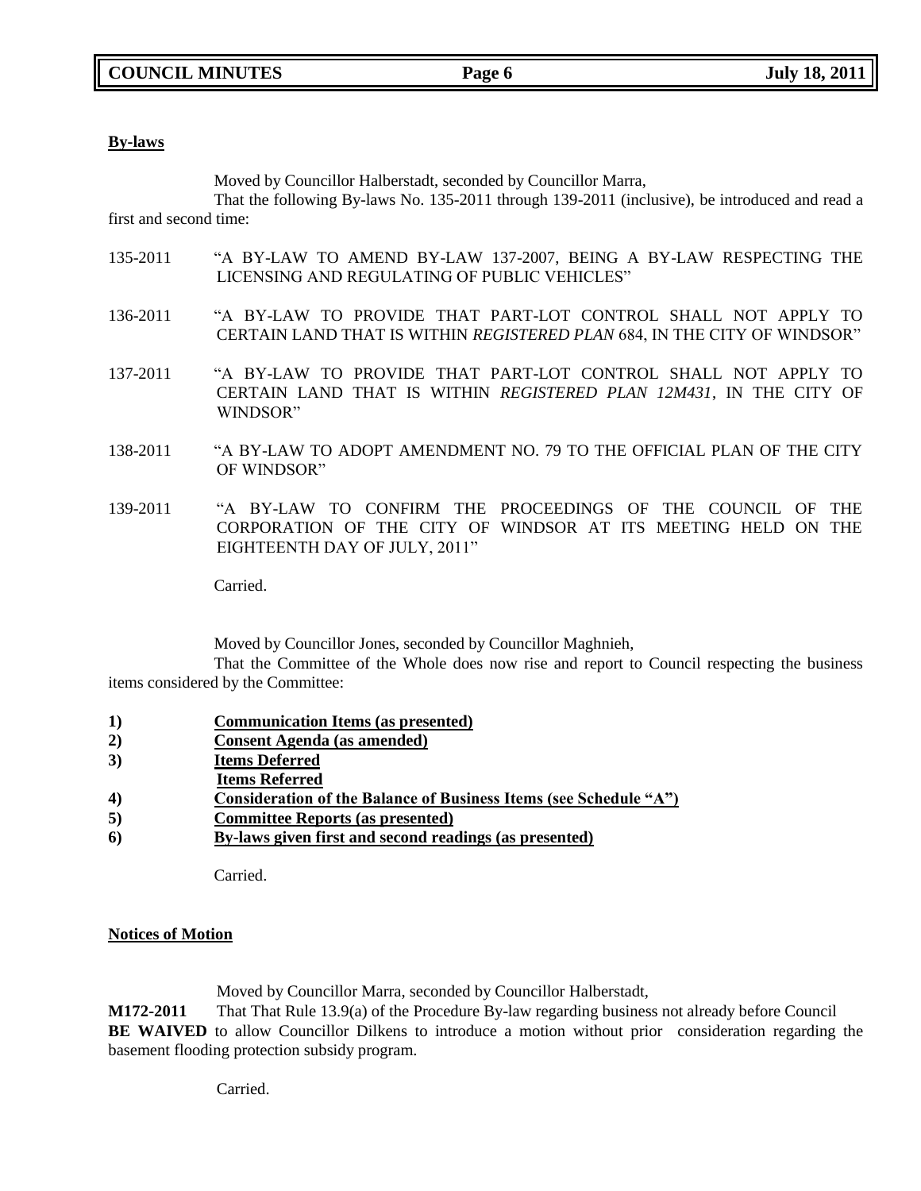**By-laws**

Moved by Councillor Halberstadt, seconded by Councillor Marra,

That the following By-laws No. 135-2011 through 139-2011 (inclusive), be introduced and read a first and second time:

135-2011 "A BY-LAW TO AMEND BY-LAW 137-2007, BEING A BY-LAW RESPECTING THE LICENSING AND REGULATING OF PUBLIC VEHICLES"

136-2011 "A BY-LAW TO PROVIDE THAT PART-LOT CONTROL SHALL NOT APPLY TO CERTAIN LAND THAT IS WITHIN *REGISTERED PLAN* 684, IN THE CITY OF WINDSOR"

137-2011 "A BY-LAW TO PROVIDE THAT PART-LOT CONTROL SHALL NOT APPLY TO CERTAIN LAND THAT IS WITHIN *REGISTERED PLAN 12M431*, IN THE CITY OF WINDSOR"

138-2011 "A BY-LAW TO ADOPT AMENDMENT NO. 79 TO THE OFFICIAL PLAN OF THE CITY OF WINDSOR"

139-2011 "A BY-LAW TO CONFIRM THE PROCEEDINGS OF THE COUNCIL OF THE CORPORATION OF THE CITY OF WINDSOR AT ITS MEETING HELD ON THE EIGHTEENTH DAY OF JULY, 2011"

Carried.

Moved by Councillor Jones, seconded by Councillor Maghnieh,

That the Committee of the Whole does now rise and report to Council respecting the business items considered by the Committee:

1) **Communication Items (as presented)**
2) **Consent Agenda (as amended)**
3) **Items Deferred**
 **Items Referred**
4) **Consideration of the Balance of Business Items (see Schedule "A")**
5) **Committee Reports (as presented)**
6) **By-laws given first and second readings (as presented)**

Carried.

**Notices of Motion**

Moved by Councillor Marra, seconded by Councillor Halberstadt,

**M172-2011** That That Rule 13.9(a) of the Procedure By-law regarding business not already before Council **BE WAIVED** to allow Councillor Dilkens to introduce a motion without prior consideration regarding the basement flooding protection subsidy program.

Carried.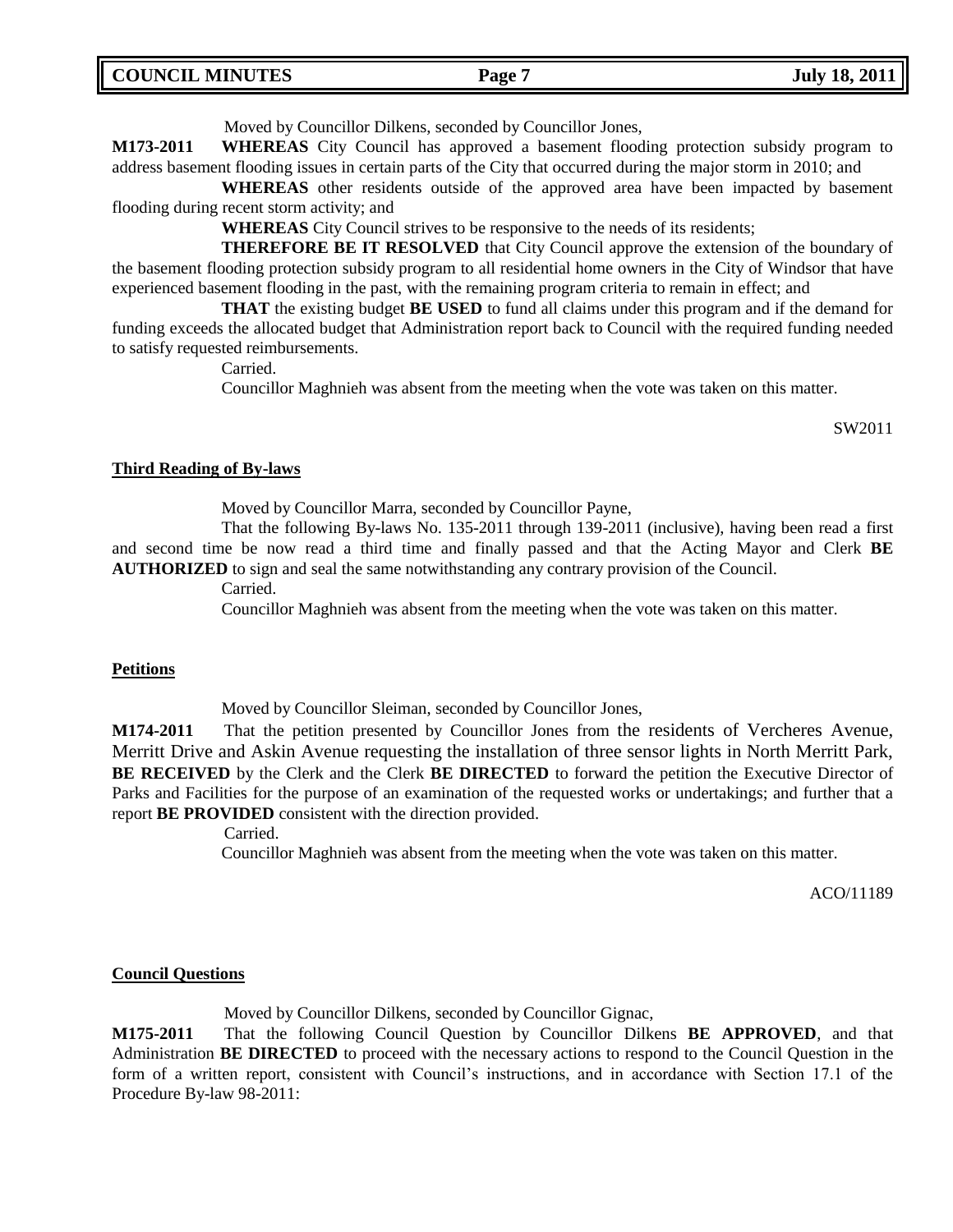Moved by Councillor Dilkens, seconded by Councillor Jones,

**M173-2011** **WHEREAS** City Council has approved a basement flooding protection subsidy program to address basement flooding issues in certain parts of the City that occurred during the major storm in 2010; and

**WHEREAS** other residents outside of the approved area have been impacted by basement flooding during recent storm activity; and

**WHEREAS** City Council strives to be responsive to the needs of its residents;

**THEREFORE BE IT RESOLVED** that City Council approve the extension of the boundary of the basement flooding protection subsidy program to all residential home owners in the City of Windsor that have experienced basement flooding in the past, with the remaining program criteria to remain in effect; and

**THAT** the existing budget **BE USED** to fund all claims under this program and if the demand for funding exceeds the allocated budget that Administration report back to Council with the required funding needed to satisfy requested reimbursements.

Carried.

Councillor Maghnieh was absent from the meeting when the vote was taken on this matter.

SW2011

**Third Reading of By-laws**

Moved by Councillor Marra, seconded by Councillor Payne,

That the following By-laws No. 135-2011 through 139-2011 (inclusive), having been read a first and second time be now read a third time and finally passed and that the Acting Mayor and Clerk **BE AUTHORIZED** to sign and seal the same notwithstanding any contrary provision of the Council.

Carried.

Councillor Maghnieh was absent from the meeting when the vote was taken on this matter.

**Petitions**

Moved by Councillor Sleiman, seconded by Councillor Jones,

**M174-2011** That the petition presented by Councillor Jones from the residents of Vercheres Avenue, Merritt Drive and Askin Avenue requesting the installation of three sensor lights in North Merritt Park, **BE RECEIVED** by the Clerk and the Clerk **BE DIRECTED** to forward the petition the Executive Director of Parks and Facilities for the purpose of an examination of the requested works or undertakings; and further that a report **BE PROVIDED** consistent with the direction provided.

Carried.

Councillor Maghnieh was absent from the meeting when the vote was taken on this matter.

ACO/11189

**Council Questions**

Moved by Councillor Dilkens, seconded by Councillor Gignac,

**M175-2011** That the following Council Question by Councillor Dilkens **BE APPROVED**, and that Administration **BE DIRECTED** to proceed with the necessary actions to respond to the Council Question in the form of a written report, consistent with Council's instructions, and in accordance with Section 17.1 of the Procedure By-law 98-2011: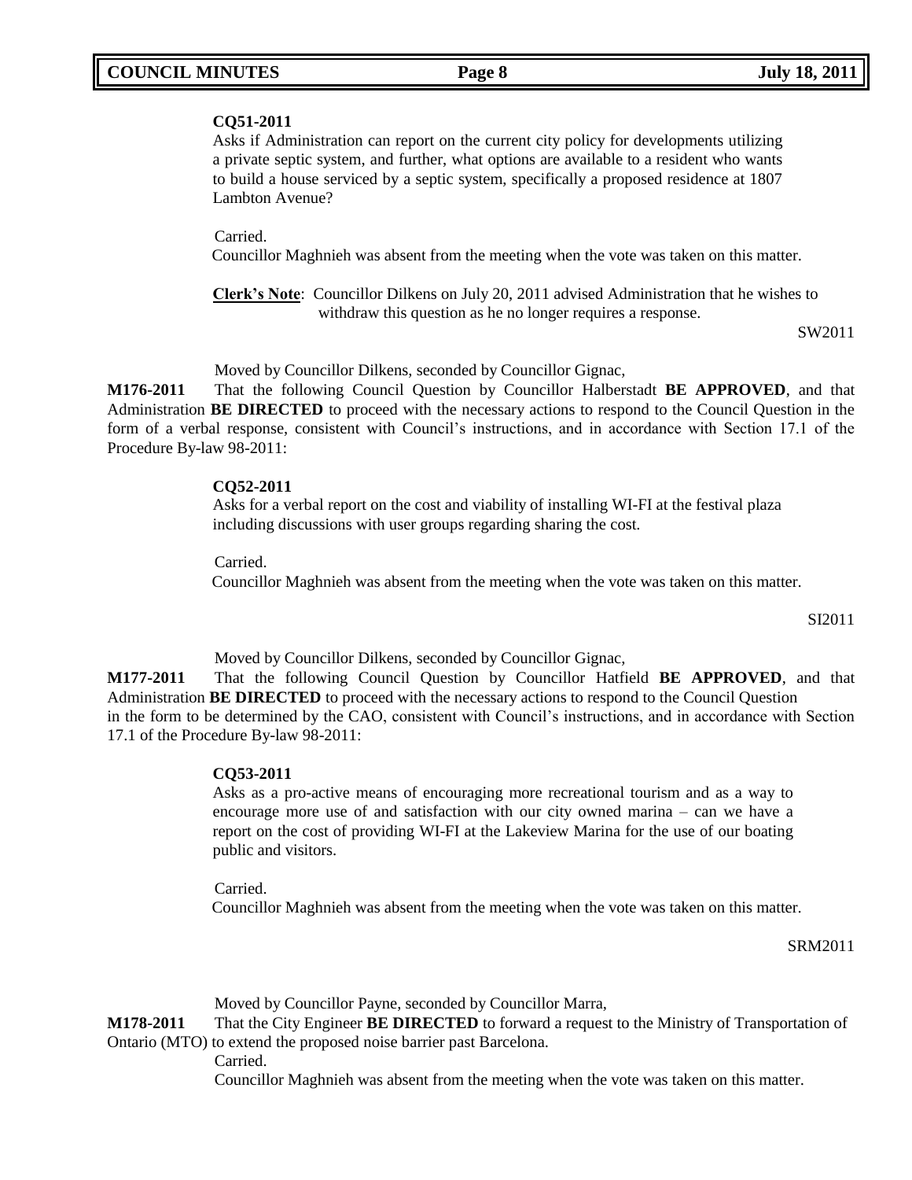**CQ51-2011**
Asks if Administration can report on the current city policy for developments utilizing a private septic system, and further, what options are available to a resident who wants to build a house serviced by a septic system, specifically a proposed residence at 1807 Lambton Avenue?

Carried.
Councillor Maghnieh was absent from the meeting when the vote was taken on this matter.

**Clerk's Note**: Councillor Dilkens on July 20, 2011 advised Administration that he wishes to withdraw this question as he no longer requires a response.

SW2011

Moved by Councillor Dilkens, seconded by Councillor Gignac,

**M176-2011** That the following Council Question by Councillor Halberstadt **BE APPROVED**, and that Administration **BE DIRECTED** to proceed with the necessary actions to respond to the Council Question in the form of a verbal response, consistent with Council's instructions, and in accordance with Section 17.1 of the Procedure By-law 98-2011:

**CQ52-2011**
Asks for a verbal report on the cost and viability of installing WI-FI at the festival plaza including discussions with user groups regarding sharing the cost.

Carried.
Councillor Maghnieh was absent from the meeting when the vote was taken on this matter.

SI2011

Moved by Councillor Dilkens, seconded by Councillor Gignac,

**M177-2011** That the following Council Question by Councillor Hatfield **BE APPROVED**, and that Administration **BE DIRECTED** to proceed with the necessary actions to respond to the Council Question in the form to be determined by the CAO, consistent with Council's instructions, and in accordance with Section 17.1 of the Procedure By-law 98-2011:

**CQ53-2011**
Asks as a pro-active means of encouraging more recreational tourism and as a way to encourage more use of and satisfaction with our city owned marina – can we have a report on the cost of providing WI-FI at the Lakeview Marina for the use of our boating public and visitors.

Carried.
Councillor Maghnieh was absent from the meeting when the vote was taken on this matter.

SRM2011

Moved by Councillor Payne, seconded by Councillor Marra,

**M178-2011** That the City Engineer **BE DIRECTED** to forward a request to the Ministry of Transportation of Ontario (MTO) to extend the proposed noise barrier past Barcelona.

Carried.
Councillor Maghnieh was absent from the meeting when the vote was taken on this matter.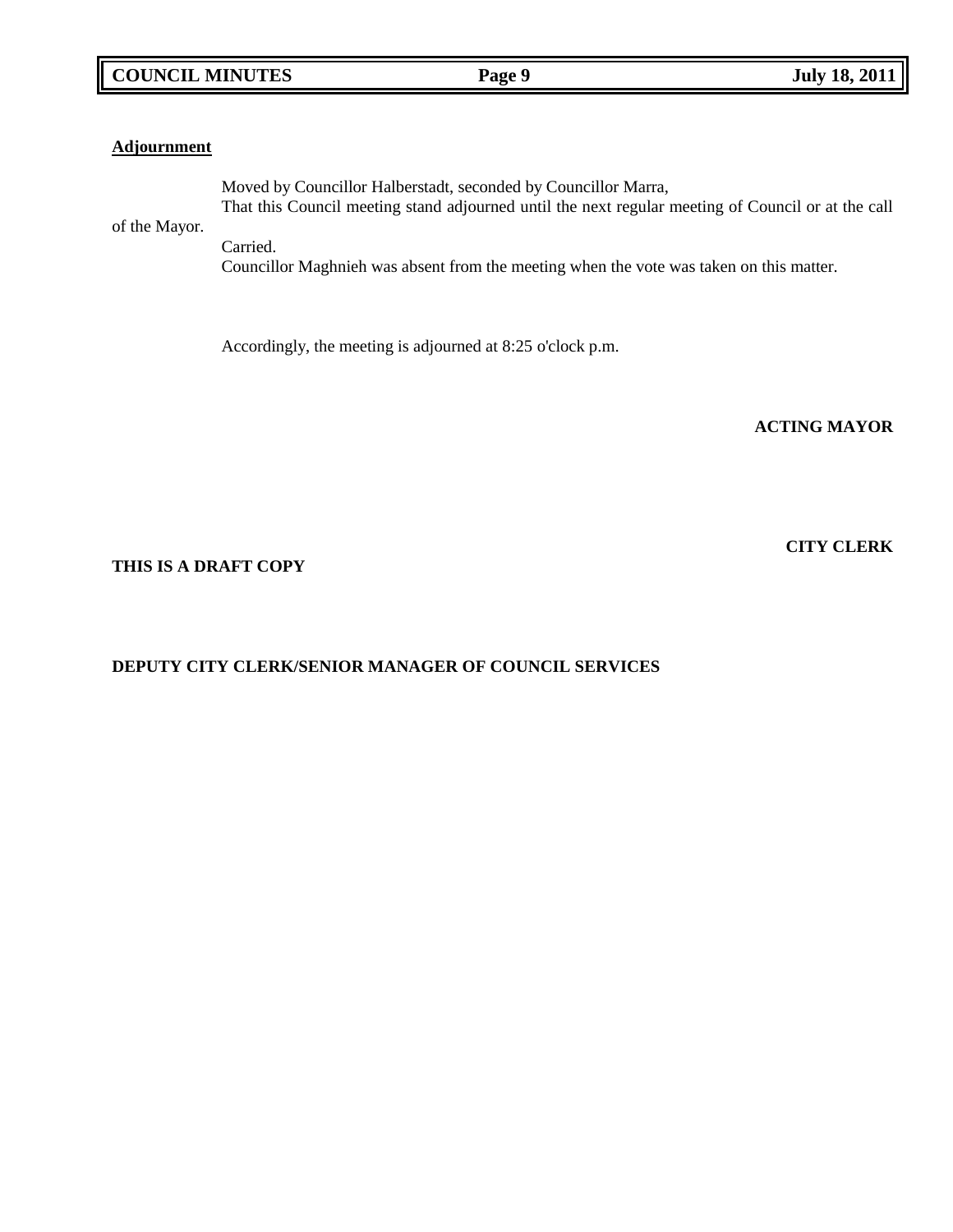**Adjournment**

Moved by Councillor Halberstadt, seconded by Councillor Marra,
That this Council meeting stand adjourned until the next regular meeting of Council or at the call of the Mayor.
Carried.
Councillor Maghnieh was absent from the meeting when the vote was taken on this matter.

Accordingly, the meeting is adjourned at 8:25 o'clock p.m.

**ACTING MAYOR**

**CITY CLERK**

**THIS IS A DRAFT COPY**

**DEPUTY CITY CLERK/SENIOR MANAGER OF COUNCIL SERVICES**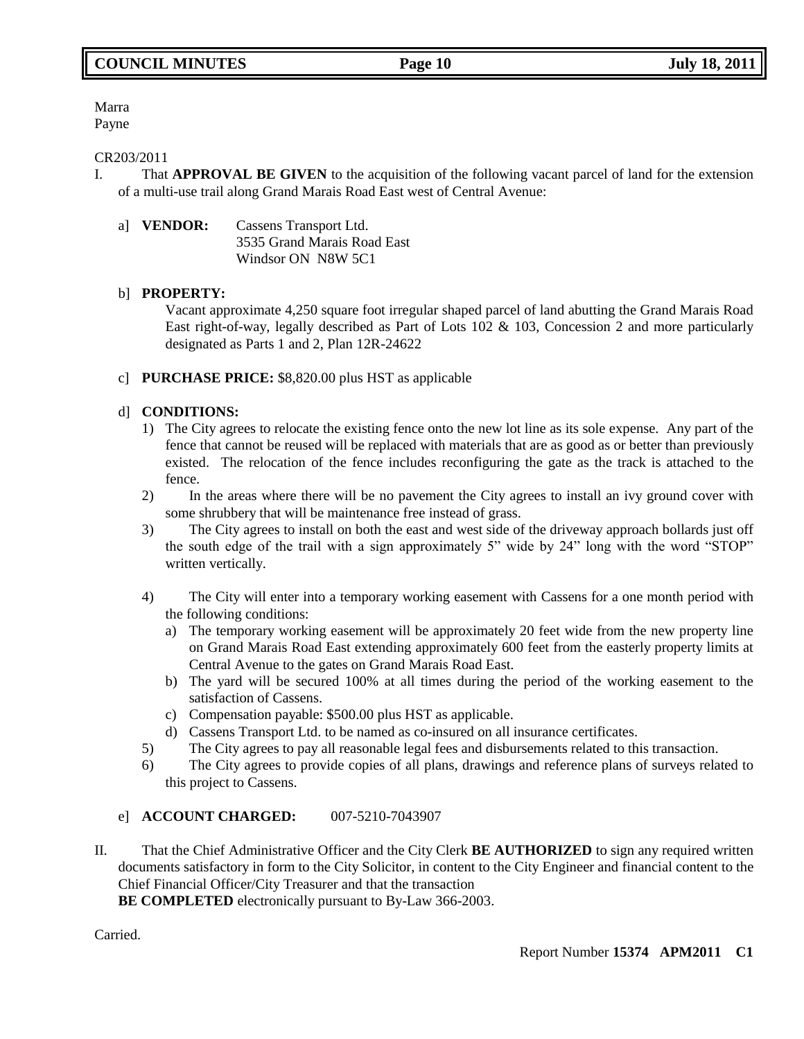Marra
Payne

CR203/2011

I. That **APPROVAL BE GIVEN** to the acquisition of the following vacant parcel of land for the extension of a multi-use trail along Grand Marais Road East west of Central Avenue:

a] **VENDOR:** Cassens Transport Ltd.
3535 Grand Marais Road East
Windsor ON N8W 5C1

b] **PROPERTY:**
Vacant approximate 4,250 square foot irregular shaped parcel of land abutting the Grand Marais Road East right-of-way, legally described as Part of Lots 102 & 103, Concession 2 and more particularly designated as Parts 1 and 2, Plan 12R-24622

c] **PURCHASE PRICE:** $8,820.00 plus HST as applicable

d] **CONDITIONS:**

1) The City agrees to relocate the existing fence onto the new lot line as its sole expense. Any part of the fence that cannot be reused will be replaced with materials that are as good as or better than previously existed. The relocation of the fence includes reconfiguring the gate as the track is attached to the fence.
2) In the areas where there will be no pavement the City agrees to install an ivy ground cover with some shrubbery that will be maintenance free instead of grass.
3) The City agrees to install on both the east and west side of the driveway approach bollards just off the south edge of the trail with a sign approximately 5" wide by 24" long with the word "STOP" written vertically.
4) The City will enter into a temporary working easement with Cassens for a one month period with the following conditions:
   a) The temporary working easement will be approximately 20 feet wide from the new property line on Grand Marais Road East extending approximately 600 feet from the easterly property limits at Central Avenue to the gates on Grand Marais Road East.
   b) The yard will be secured 100% at all times during the period of the working easement to the satisfaction of Cassens.
   c) Compensation payable: $500.00 plus HST as applicable.
   d) Cassens Transport Ltd. to be named as co-insured on all insurance certificates.
5) The City agrees to pay all reasonable legal fees and disbursements related to this transaction.
6) The City agrees to provide copies of all plans, drawings and reference plans of surveys related to this project to Cassens.

e] **ACCOUNT CHARGED:** 007-5210-7043907

II. That the Chief Administrative Officer and the City Clerk **BE AUTHORIZED** to sign any required written documents satisfactory in form to the City Solicitor, in content to the City Engineer and financial content to the Chief Financial Officer/City Treasurer and that the transaction
**BE COMPLETED** electronically pursuant to By-Law 366-2003.

Carried.

Report Number **15374 APM2011 C1**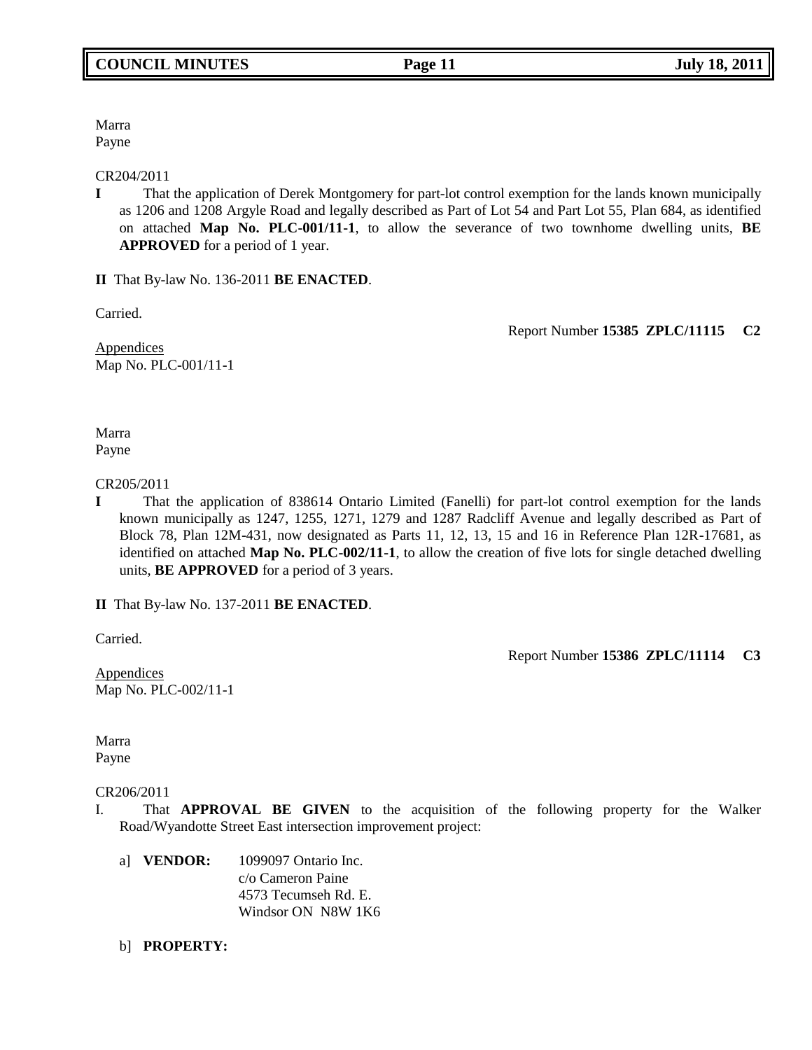Marra
Payne

CR204/2011

**I** That the application of Derek Montgomery for part-lot control exemption for the lands known municipally as 1206 and 1208 Argyle Road and legally described as Part of Lot 54 and Part Lot 55, Plan 684, as identified on attached **Map No. PLC-001/11-1**, to allow the severance of two townhome dwelling units, **BE APPROVED** for a period of 1 year.

**II** That By-law No. 136-2011 **BE ENACTED**.

Carried.

Report Number **15385 ZPLC/11115 C2**

Appendices
Map No. PLC-001/11-1

Marra
Payne

CR205/2011

**I** That the application of 838614 Ontario Limited (Fanelli) for part-lot control exemption for the lands known municipally as 1247, 1255, 1271, 1279 and 1287 Radcliff Avenue and legally described as Part of Block 78, Plan 12M-431, now designated as Parts 11, 12, 13, 15 and 16 in Reference Plan 12R-17681, as identified on attached **Map No. PLC-002/11-1**, to allow the creation of five lots for single detached dwelling units, **BE APPROVED** for a period of 3 years.

**II** That By-law No. 137-2011 **BE ENACTED**.

Carried.

Report Number **15386 ZPLC/11114 C3**

Appendices
Map No. PLC-002/11-1

Marra
Payne

CR206/2011

I. That **APPROVAL BE GIVEN** to the acquisition of the following property for the Walker Road/Wyandotte Street East intersection improvement project:

a] **VENDOR:** 1099097 Ontario Inc.
c/o Cameron Paine
4573 Tecumseh Rd. E.
Windsor ON N8W 1K6

b] **PROPERTY:**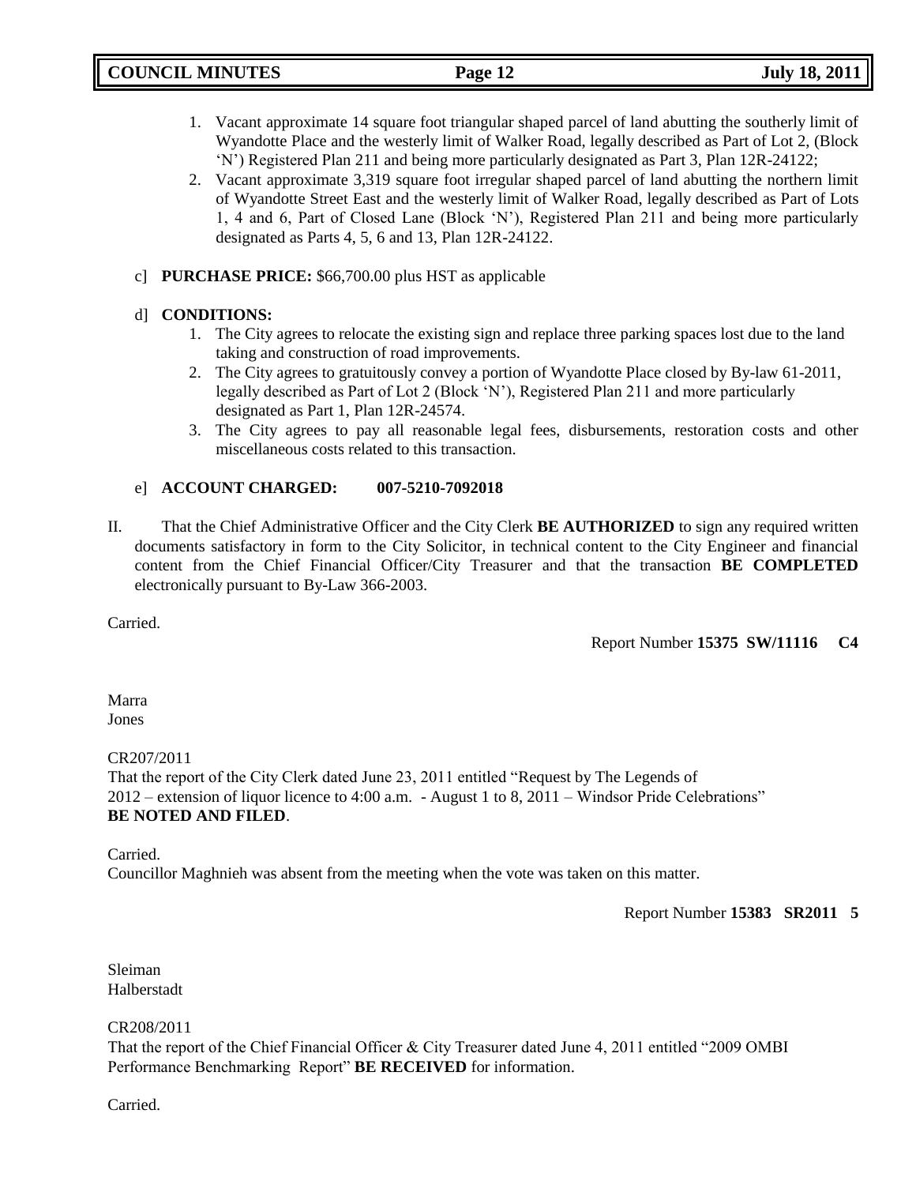1. Vacant approximate 14 square foot triangular shaped parcel of land abutting the southerly limit of Wyandotte Place and the westerly limit of Walker Road, legally described as Part of Lot 2, (Block 'N') Registered Plan 211 and being more particularly designated as Part 3, Plan 12R-24122;
2. Vacant approximate 3,319 square foot irregular shaped parcel of land abutting the northern limit of Wyandotte Street East and the westerly limit of Walker Road, legally described as Part of Lots 1, 4 and 6, Part of Closed Lane (Block 'N'), Registered Plan 211 and being more particularly designated as Parts 4, 5, 6 and 13, Plan 12R-24122.

c] **PURCHASE PRICE:** $66,700.00 plus HST as applicable

d] **CONDITIONS:**

1. The City agrees to relocate the existing sign and replace three parking spaces lost due to the land taking and construction of road improvements.
2. The City agrees to gratuitously convey a portion of Wyandotte Place closed by By-law 61-2011, legally described as Part of Lot 2 (Block 'N'), Registered Plan 211 and more particularly designated as Part 1, Plan 12R-24574.
3. The City agrees to pay all reasonable legal fees, disbursements, restoration costs and other miscellaneous costs related to this transaction.

e] **ACCOUNT CHARGED: 007-5210-7092018**

II. That the Chief Administrative Officer and the City Clerk **BE AUTHORIZED** to sign any required written documents satisfactory in form to the City Solicitor, in technical content to the City Engineer and financial content from the Chief Financial Officer/City Treasurer and that the transaction **BE COMPLETED** electronically pursuant to By-Law 366-2003.

Carried.

Report Number **15375 SW/11116 C4**

Marra
Jones

CR207/2011
That the report of the City Clerk dated June 23, 2011 entitled "Request by The Legends of 2012 – extension of liquor licence to 4:00 a.m. - August 1 to 8, 2011 – Windsor Pride Celebrations" **BE NOTED AND FILED**.

Carried.
Councillor Maghnieh was absent from the meeting when the vote was taken on this matter.

Report Number **15383 SR2011 5**

Sleiman
Halberstadt

CR208/2011
That the report of the Chief Financial Officer & City Treasurer dated June 4, 2011 entitled "2009 OMBI Performance Benchmarking Report" **BE RECEIVED** for information.

Carried.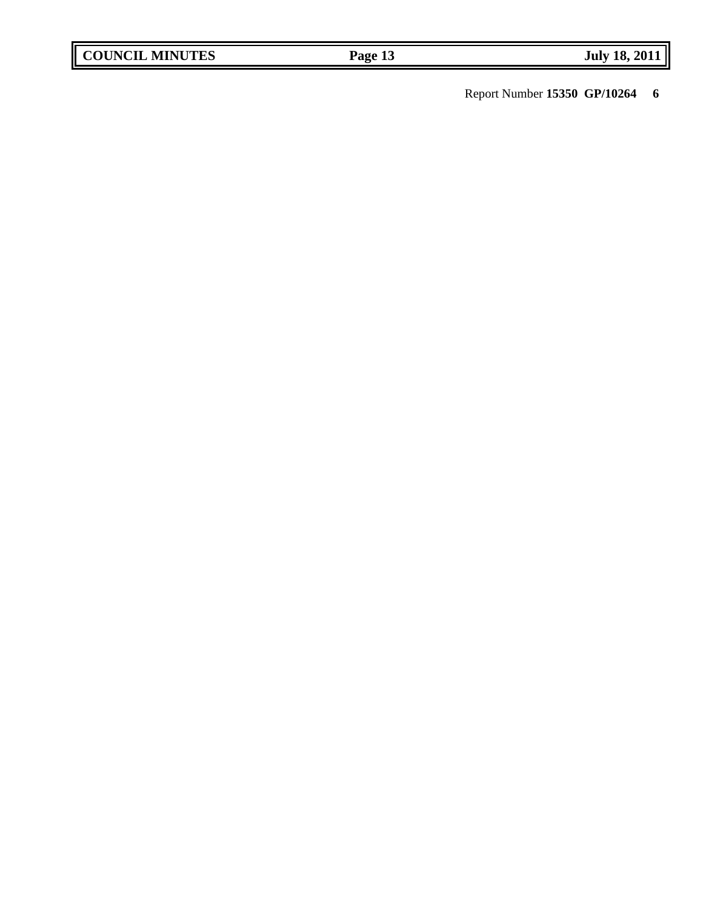Report Number **15350 GP/10264 6**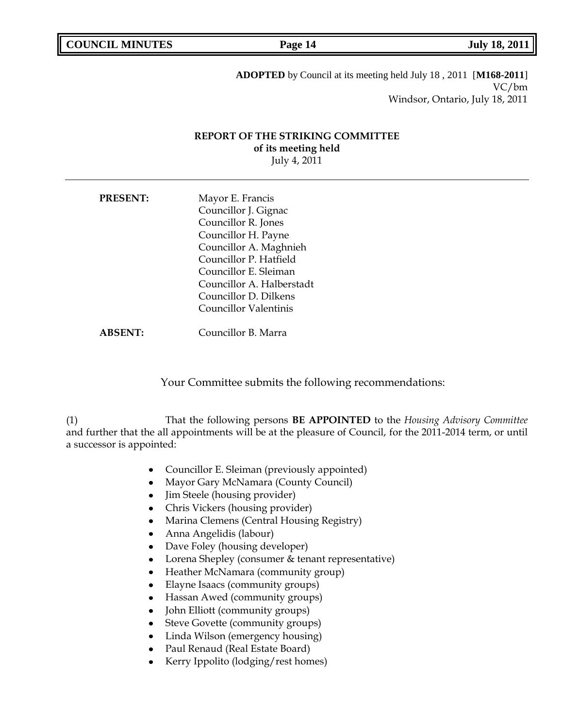**ADOPTED** by Council at its meeting held July 18 , 2011 [**M168-2011**]
VC/bm
Windsor, Ontario, July 18, 2011

**REPORT OF THE STRIKING COMMITTEE**
**of its meeting held**
July 4, 2011

---

| | |
|---|---|
| **PRESENT:** | Mayor E. Francis<br>Councillor J. Gignac<br>Councillor R. Jones<br>Councillor H. Payne<br>Councillor A. Maghnieh<br>Councillor P. Hatfield<br>Councillor E. Sleiman<br>Councillor A. Halberstadt<br>Councillor D. Dilkens<br>Councillor Valentinis |
| **ABSENT:** | Councillor B. Marra |

Your Committee submits the following recommendations:

(1) That the following persons **BE APPOINTED** to the *Housing Advisory Committee* and further that the all appointments will be at the pleasure of Council, for the 2011-2014 term, or until a successor is appointed:

- Councillor E. Sleiman (previously appointed)
- Mayor Gary McNamara (County Council)
- Jim Steele (housing provider)
- Chris Vickers (housing provider)
- Marina Clemens (Central Housing Registry)
- Anna Angelidis (labour)
- Dave Foley (housing developer)
- Lorena Shepley (consumer & tenant representative)
- Heather McNamara (community group)
- Elayne Isaacs (community groups)
- Hassan Awed (community groups)
- John Elliott (community groups)
- Steve Govette (community groups)
- Linda Wilson (emergency housing)
- Paul Renaud (Real Estate Board)
- Kerry Ippolito (lodging/rest homes)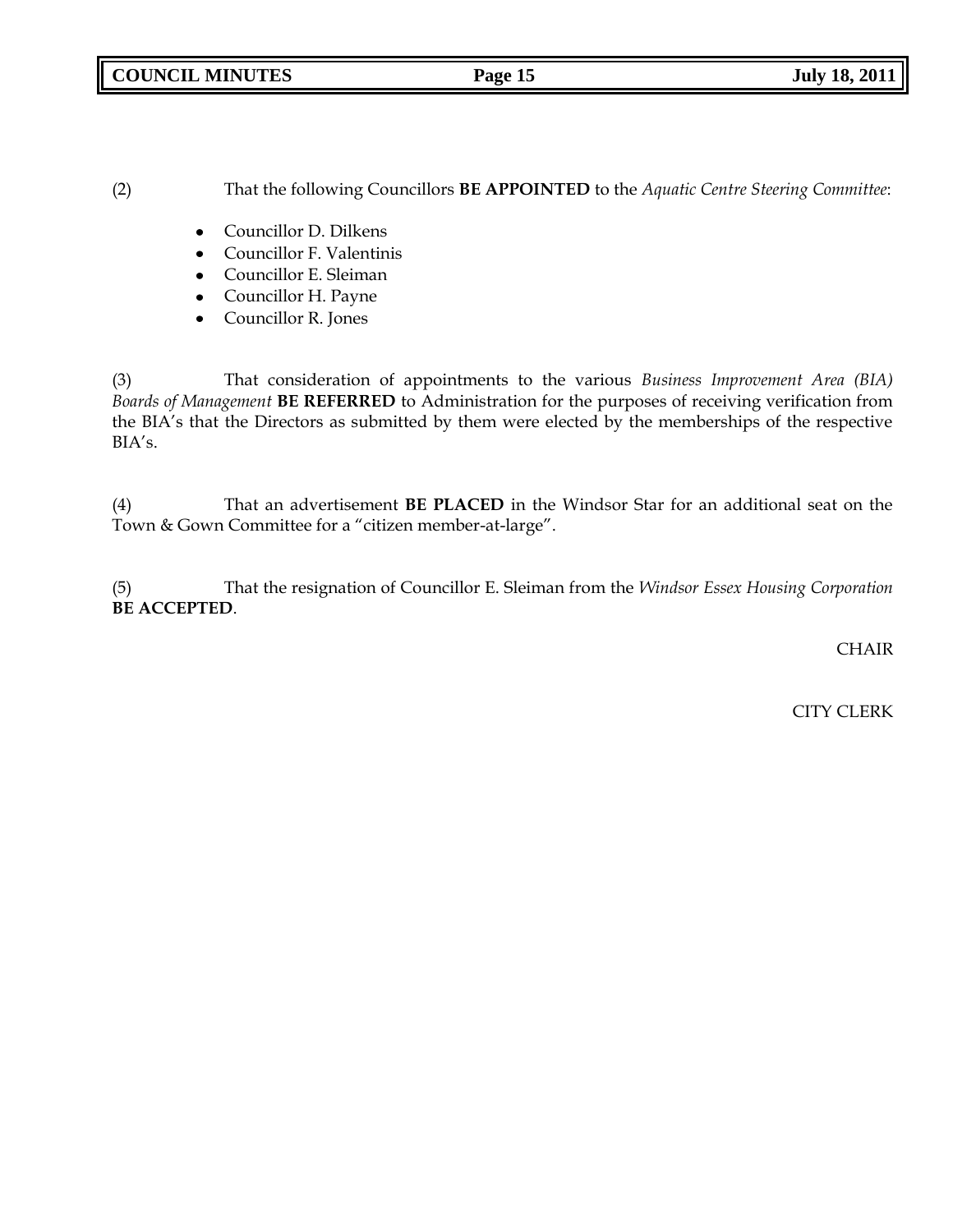(2) That the following Councillors **BE APPOINTED** to the *Aquatic Centre Steering Committee*:

- Councillor D. Dilkens
- Councillor F. Valentinis
- Councillor E. Sleiman
- Councillor H. Payne
- Councillor R. Jones

(3) That consideration of appointments to the various *Business Improvement Area (BIA) Boards of Management* **BE REFERRED** to Administration for the purposes of receiving verification from the BIA's that the Directors as submitted by them were elected by the memberships of the respective BIA's.

(4) That an advertisement **BE PLACED** in the Windsor Star for an additional seat on the Town & Gown Committee for a "citizen member-at-large".

(5) That the resignation of Councillor E. Sleiman from the *Windsor Essex Housing Corporation* **BE ACCEPTED**.

CHAIR

CITY CLERK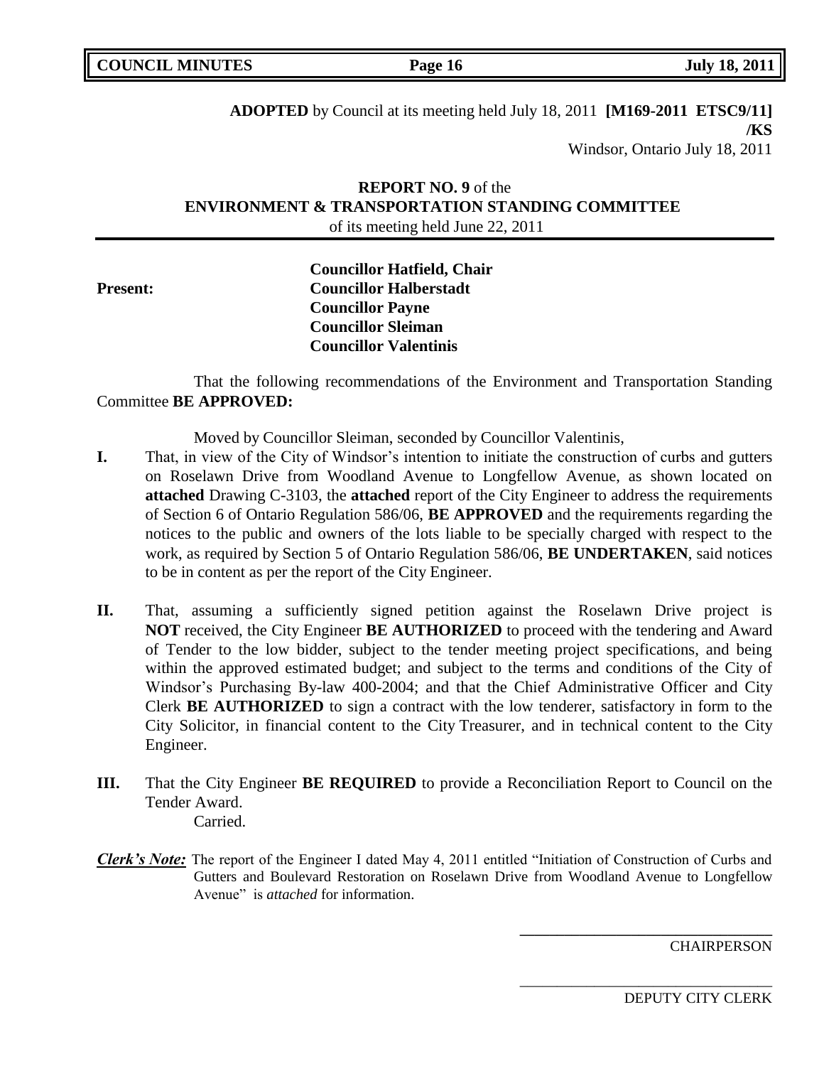**ADOPTED** by Council at its meeting held July 18, 2011 **[M169-2011 ETSC9/11] /KS**
Windsor, Ontario July 18, 2011

**REPORT NO. 9** of the
**ENVIRONMENT & TRANSPORTATION STANDING COMMITTEE**
of its meeting held June 22, 2011

**Present:**
**Councillor Hatfield, Chair**
**Councillor Halberstadt**
**Councillor Payne**
**Councillor Sleiman**
**Councillor Valentinis**

That the following recommendations of the Environment and Transportation Standing Committee **BE APPROVED:**

Moved by Councillor Sleiman, seconded by Councillor Valentinis,

**I.** That, in view of the City of Windsor's intention to initiate the construction of curbs and gutters on Roselawn Drive from Woodland Avenue to Longfellow Avenue, as shown located on **attached** Drawing C-3103, the **attached** report of the City Engineer to address the requirements of Section 6 of Ontario Regulation 586/06, **BE APPROVED** and the requirements regarding the notices to the public and owners of the lots liable to be specially charged with respect to the work, as required by Section 5 of Ontario Regulation 586/06, **BE UNDERTAKEN**, said notices to be in content as per the report of the City Engineer.

**II.** That, assuming a sufficiently signed petition against the Roselawn Drive project is **NOT** received, the City Engineer **BE AUTHORIZED** to proceed with the tendering and Award of Tender to the low bidder, subject to the tender meeting project specifications, and being within the approved estimated budget; and subject to the terms and conditions of the City of Windsor's Purchasing By-law 400-2004; and that the Chief Administrative Officer and City Clerk **BE AUTHORIZED** to sign a contract with the low tenderer, satisfactory in form to the City Solicitor, in financial content to the City Treasurer, and in technical content to the City Engineer.

**III.** That the City Engineer **BE REQUIRED** to provide a Reconciliation Report to Council on the Tender Award.
Carried.

***Clerk's Note:*** The report of the Engineer I dated May 4, 2011 entitled "Initiation of Construction of Curbs and Gutters and Boulevard Restoration on Roselawn Drive from Woodland Avenue to Longfellow Avenue" is *attached* for information.

CHAIRPERSON

DEPUTY CITY CLERK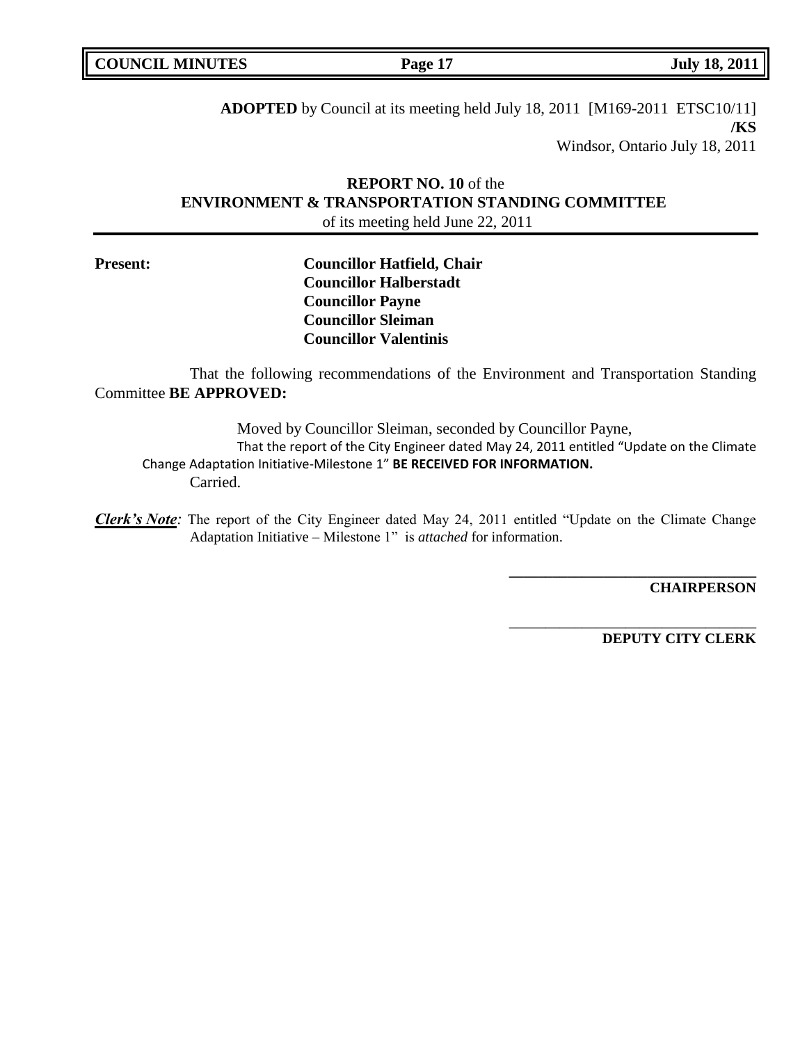**ADOPTED** by Council at its meeting held July 18, 2011 [M169-2011 ETSC10/11]
**/KS**
Windsor, Ontario July 18, 2011

**REPORT NO. 10** of the
**ENVIRONMENT & TRANSPORTATION STANDING COMMITTEE**
of its meeting held June 22, 2011

**Present:**
**Councillor Hatfield, Chair**
**Councillor Halberstadt**
**Councillor Payne**
**Councillor Sleiman**
**Councillor Valentinis**

That the following recommendations of the Environment and Transportation Standing Committee **BE APPROVED:**

Moved by Councillor Sleiman, seconded by Councillor Payne,
That the report of the City Engineer dated May 24, 2011 entitled "Update on the Climate Change Adaptation Initiative-Milestone 1" **BE RECEIVED FOR INFORMATION.**
Carried.

***Clerk's Note**:* The report of the City Engineer dated May 24, 2011 entitled "Update on the Climate Change Adaptation Initiative – Milestone 1" is *attached* for information.

**CHAIRPERSON**

**DEPUTY CITY CLERK**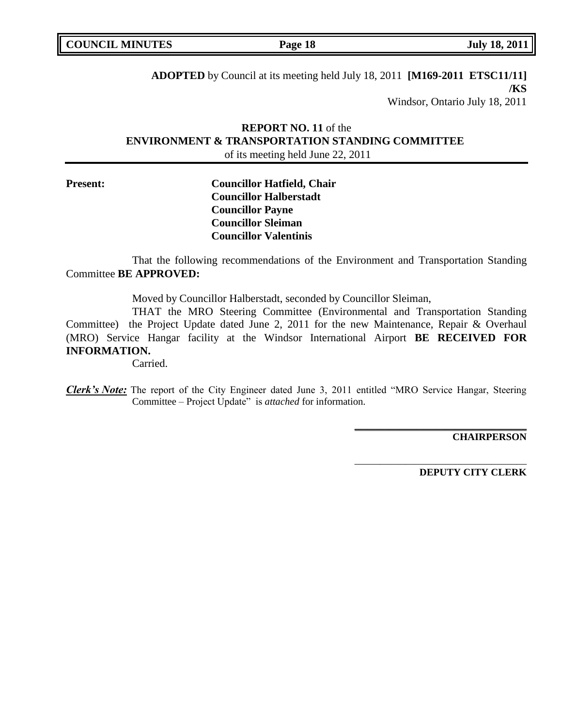**ADOPTED** by Council at its meeting held July 18, 2011 **[M169-2011 ETSC11/11] /KS**

Windsor, Ontario July 18, 2011

**REPORT NO. 11** of the
**ENVIRONMENT & TRANSPORTATION STANDING COMMITTEE**
of its meeting held June 22, 2011

**Present:**

**Councillor Hatfield, Chair**
**Councillor Halberstadt**
**Councillor Payne**
**Councillor Sleiman**
**Councillor Valentinis**

That the following recommendations of the Environment and Transportation Standing Committee **BE APPROVED:**

Moved by Councillor Halberstadt, seconded by Councillor Sleiman,

THAT the MRO Steering Committee (Environmental and Transportation Standing Committee) the Project Update dated June 2, 2011 for the new Maintenance, Repair & Overhaul (MRO) Service Hangar facility at the Windsor International Airport **BE RECEIVED FOR INFORMATION.**

Carried.

***Clerk's Note:*** The report of the City Engineer dated June 3, 2011 entitled "MRO Service Hangar, Steering Committee – Project Update" is *attached* for information.

**CHAIRPERSON**

**DEPUTY CITY CLERK**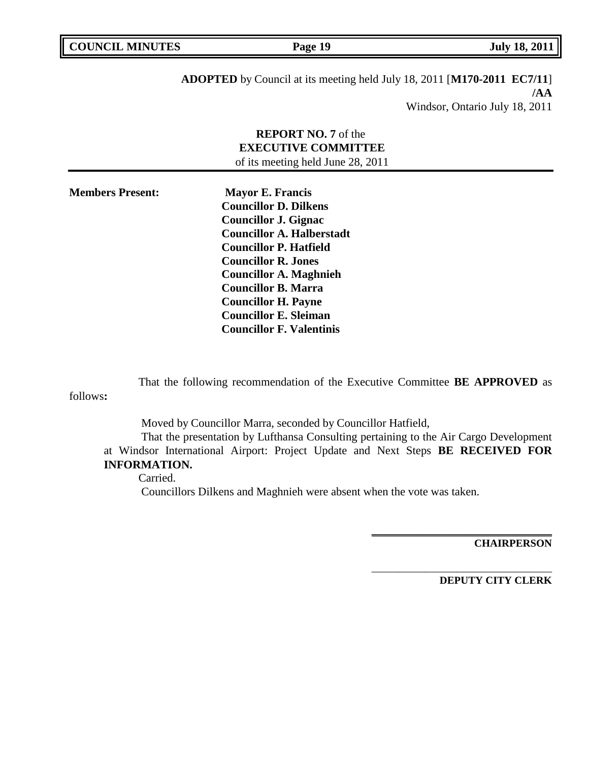**ADOPTED** by Council at its meeting held July 18, 2011 [**M170-2011 EC7/11**] **/AA**

Windsor, Ontario July 18, 2011

**REPORT NO. 7** of the
**EXECUTIVE COMMITTEE**
of its meeting held June 28, 2011

**Members Present:**

**Mayor E. Francis**
**Councillor D. Dilkens**
**Councillor J. Gignac**
**Councillor A. Halberstadt**
**Councillor P. Hatfield**
**Councillor R. Jones**
**Councillor A. Maghnieh**
**Councillor B. Marra**
**Councillor H. Payne**
**Councillor E. Sleiman**
**Councillor F. Valentinis**

That the following recommendation of the Executive Committee **BE APPROVED** as follows**:**

Moved by Councillor Marra, seconded by Councillor Hatfield,

That the presentation by Lufthansa Consulting pertaining to the Air Cargo Development at Windsor International Airport: Project Update and Next Steps **BE RECEIVED FOR INFORMATION.**

Carried.

Councillors Dilkens and Maghnieh were absent when the vote was taken.

**CHAIRPERSON**

**DEPUTY CITY CLERK**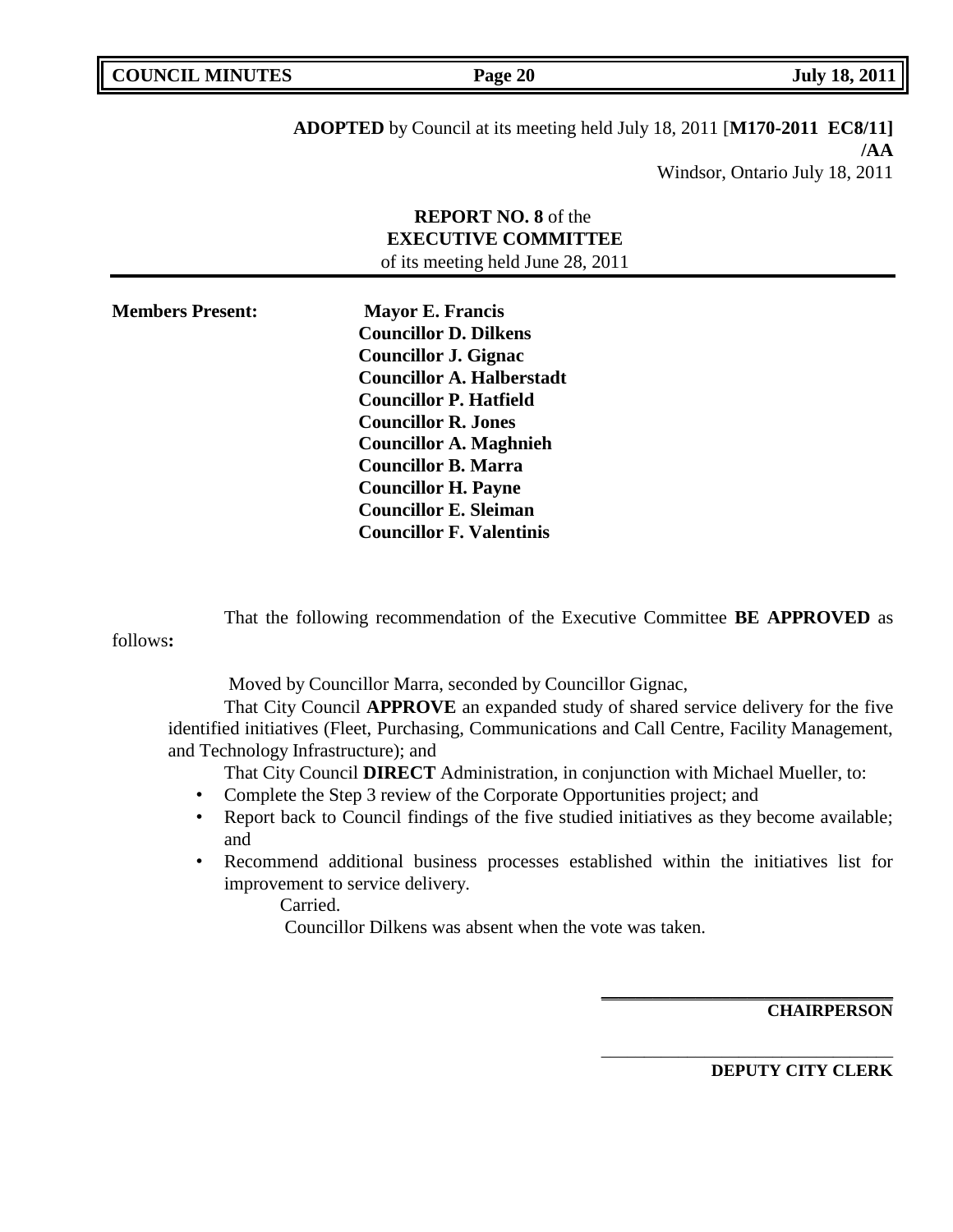**ADOPTED** by Council at its meeting held July 18, 2011 [**M170-2011 EC8/11] /AA**
Windsor, Ontario July 18, 2011

**REPORT NO. 8** of the
**EXECUTIVE COMMITTEE**
of its meeting held June 28, 2011

**Members Present:**
**Mayor E. Francis**
**Councillor D. Dilkens**
**Councillor J. Gignac**
**Councillor A. Halberstadt**
**Councillor P. Hatfield**
**Councillor R. Jones**
**Councillor A. Maghnieh**
**Councillor B. Marra**
**Councillor H. Payne**
**Councillor E. Sleiman**
**Councillor F. Valentinis**

That the following recommendation of the Executive Committee **BE APPROVED** as follows**:**

Moved by Councillor Marra, seconded by Councillor Gignac,

That City Council **APPROVE** an expanded study of shared service delivery for the five identified initiatives (Fleet, Purchasing, Communications and Call Centre, Facility Management, and Technology Infrastructure); and

That City Council **DIRECT** Administration, in conjunction with Michael Mueller, to:

- Complete the Step 3 review of the Corporate Opportunities project; and
- Report back to Council findings of the five studied initiatives as they become available; and
- Recommend additional business processes established within the initiatives list for improvement to service delivery.

Carried.

Councillor Dilkens was absent when the vote was taken.

**CHAIRPERSON**

**DEPUTY CITY CLERK**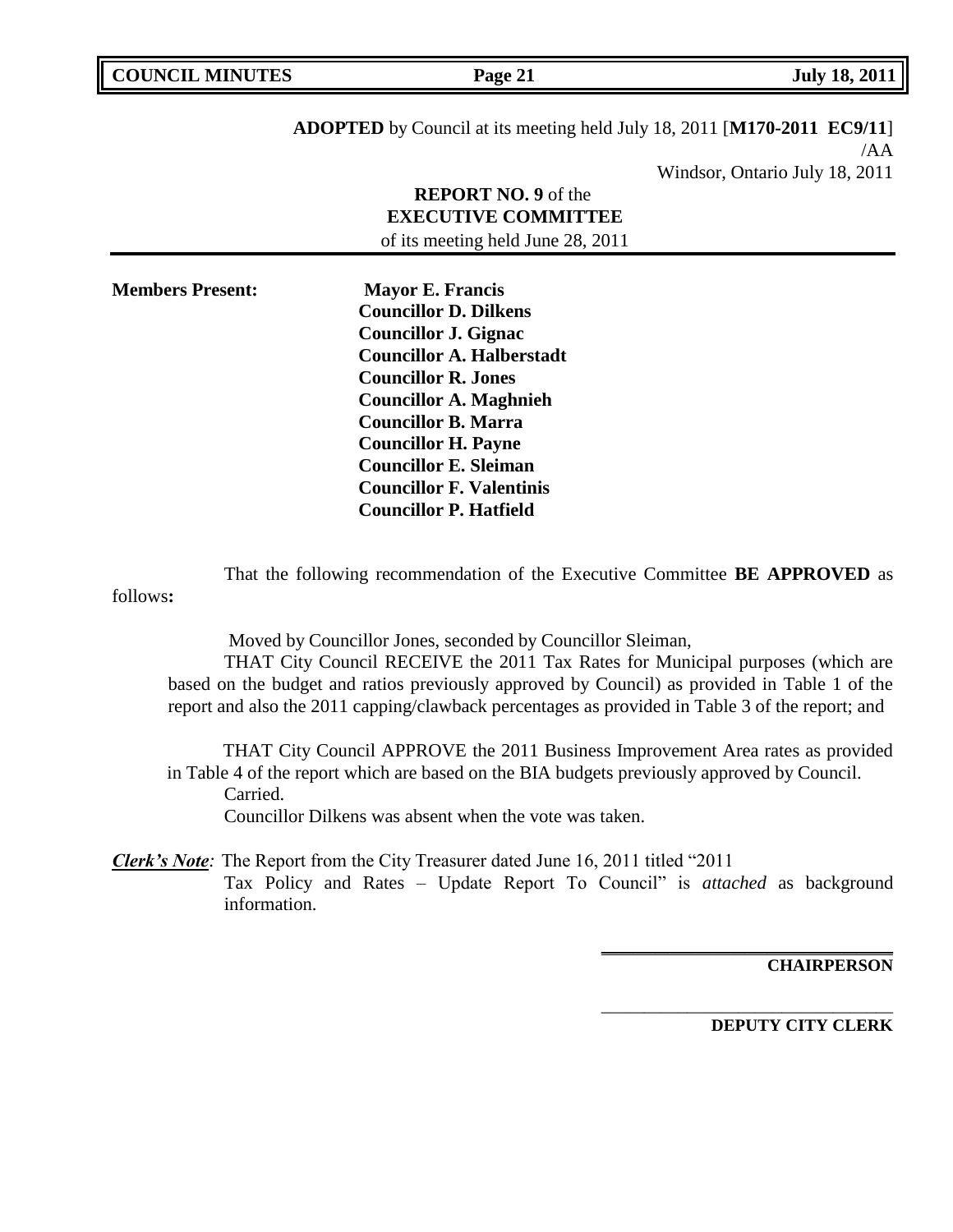**ADOPTED** by Council at its meeting held July 18, 2011 [**M170-2011 EC9/11**]

/AA

Windsor, Ontario July 18, 2011

**REPORT NO. 9** of the
**EXECUTIVE COMMITTEE**
of its meeting held June 28, 2011

**Members Present:**

**Mayor E. Francis**
**Councillor D. Dilkens**
**Councillor J. Gignac**
**Councillor A. Halberstadt**
**Councillor R. Jones**
**Councillor A. Maghnieh**
**Councillor B. Marra**
**Councillor H. Payne**
**Councillor E. Sleiman**
**Councillor F. Valentinis**
**Councillor P. Hatfield**

That the following recommendation of the Executive Committee **BE APPROVED** as follows**:**

Moved by Councillor Jones, seconded by Councillor Sleiman,

THAT City Council RECEIVE the 2011 Tax Rates for Municipal purposes (which are based on the budget and ratios previously approved by Council) as provided in Table 1 of the report and also the 2011 capping/clawback percentages as provided in Table 3 of the report; and

THAT City Council APPROVE the 2011 Business Improvement Area rates as provided in Table 4 of the report which are based on the BIA budgets previously approved by Council.

Carried.

Councillor Dilkens was absent when the vote was taken.

***Clerk's Note****:* The Report from the City Treasurer dated June 16, 2011 titled "2011 Tax Policy and Rates – Update Report To Council" is *attached* as background information.

**CHAIRPERSON**

**DEPUTY CITY CLERK**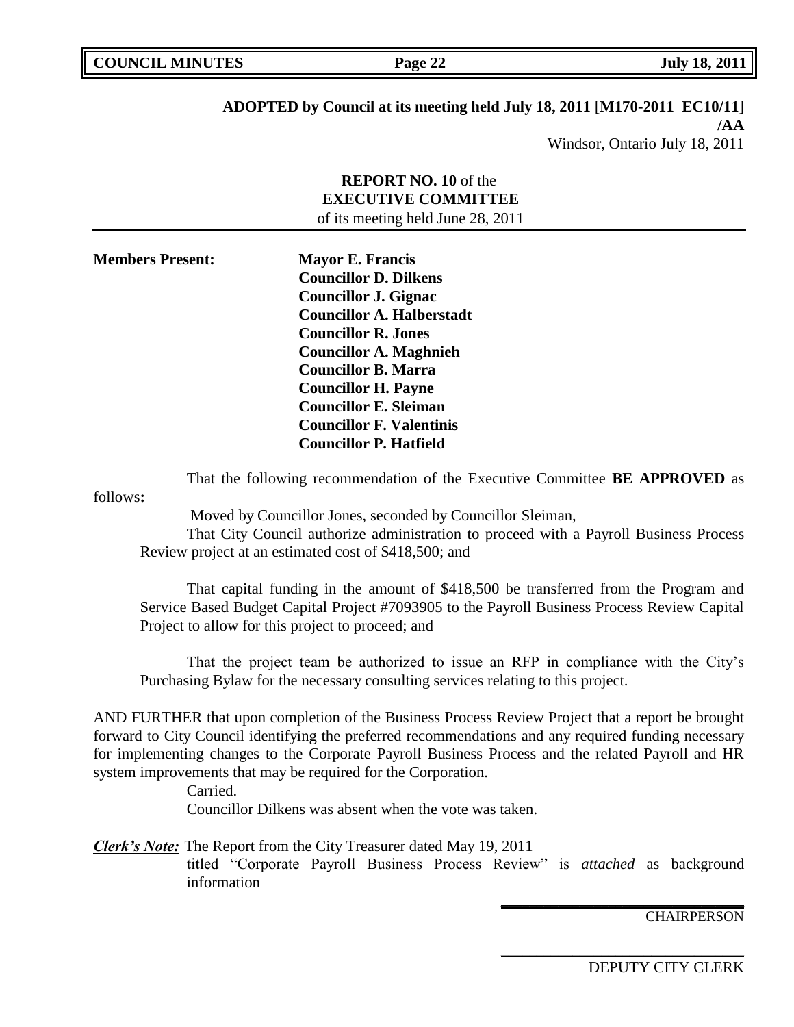**ADOPTED by Council at its meeting held July 18, 2011** [**M170-2011 EC10/11**] **/AA**

Windsor, Ontario July 18, 2011

**REPORT NO. 10** of the
**EXECUTIVE COMMITTEE**
of its meeting held June 28, 2011

**Members Present:**

**Mayor E. Francis**
**Councillor D. Dilkens**
**Councillor J. Gignac**
**Councillor A. Halberstadt**
**Councillor R. Jones**
**Councillor A. Maghnieh**
**Councillor B. Marra**
**Councillor H. Payne**
**Councillor E. Sleiman**
**Councillor F. Valentinis**
**Councillor P. Hatfield**

That the following recommendation of the Executive Committee **BE APPROVED** as follows**:**

Moved by Councillor Jones, seconded by Councillor Sleiman,

That City Council authorize administration to proceed with a Payroll Business Process Review project at an estimated cost of $418,500; and

That capital funding in the amount of $418,500 be transferred from the Program and Service Based Budget Capital Project #7093905 to the Payroll Business Process Review Capital Project to allow for this project to proceed; and

That the project team be authorized to issue an RFP in compliance with the City's Purchasing Bylaw for the necessary consulting services relating to this project.

AND FURTHER that upon completion of the Business Process Review Project that a report be brought forward to City Council identifying the preferred recommendations and any required funding necessary for implementing changes to the Corporate Payroll Business Process and the related Payroll and HR system improvements that may be required for the Corporation.

Carried.

Councillor Dilkens was absent when the vote was taken.

***Clerk's Note:*** The Report from the City Treasurer dated May 19, 2011 titled "Corporate Payroll Business Process Review" is *attached* as background information

CHAIRPERSON

DEPUTY CITY CLERK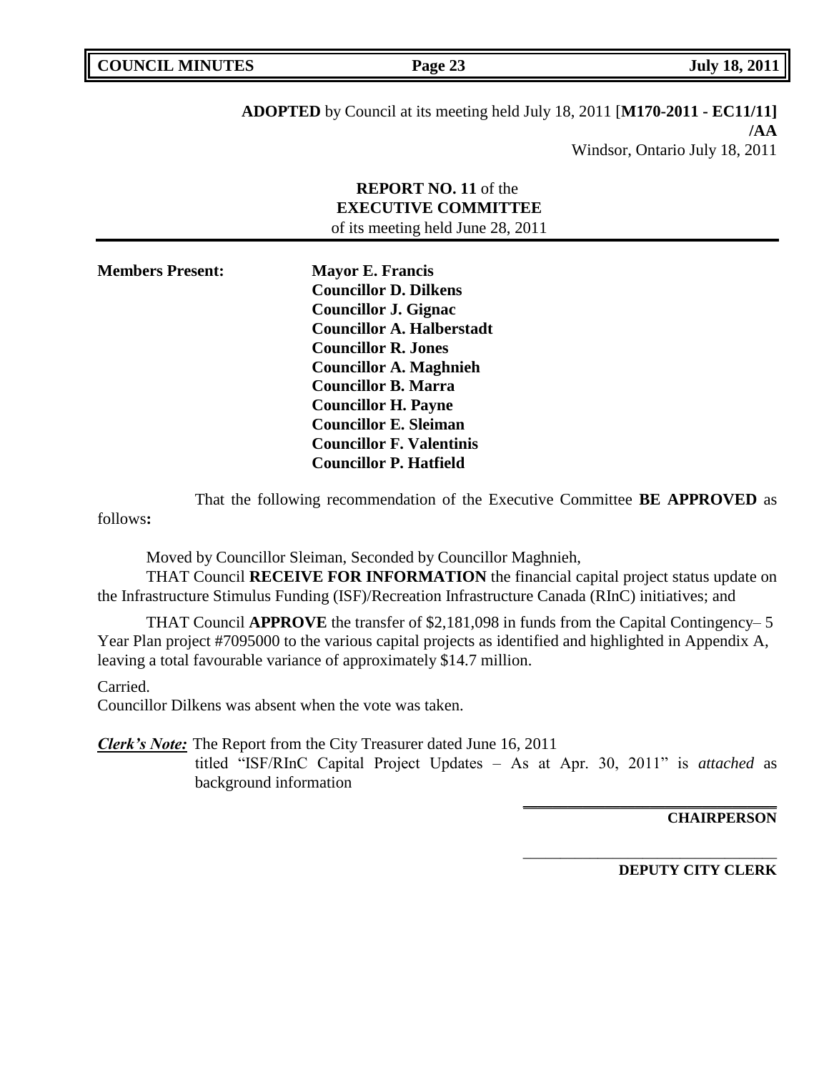**ADOPTED** by Council at its meeting held July 18, 2011 [**M170-2011 - EC11/11] /AA**

Windsor, Ontario July 18, 2011

**REPORT NO. 11** of the
**EXECUTIVE COMMITTEE**
of its meeting held June 28, 2011

**Members Present:**

**Mayor E. Francis**
**Councillor D. Dilkens**
**Councillor J. Gignac**
**Councillor A. Halberstadt**
**Councillor R. Jones**
**Councillor A. Maghnieh**
**Councillor B. Marra**
**Councillor H. Payne**
**Councillor E. Sleiman**
**Councillor F. Valentinis**
**Councillor P. Hatfield**

That the following recommendation of the Executive Committee **BE APPROVED** as follows**:**

Moved by Councillor Sleiman, Seconded by Councillor Maghnieh,

THAT Council **RECEIVE FOR INFORMATION** the financial capital project status update on the Infrastructure Stimulus Funding (ISF)/Recreation Infrastructure Canada (RInC) initiatives; and

THAT Council **APPROVE** the transfer of $2,181,098 in funds from the Capital Contingency– 5 Year Plan project #7095000 to the various capital projects as identified and highlighted in Appendix A, leaving a total favourable variance of approximately $14.7 million.

Carried.
Councillor Dilkens was absent when the vote was taken.

***Clerk's Note:*** The Report from the City Treasurer dated June 16, 2011 titled "ISF/RInC Capital Project Updates – As at Apr. 30, 2011" is *attached* as background information

**CHAIRPERSON**

**DEPUTY CITY CLERK**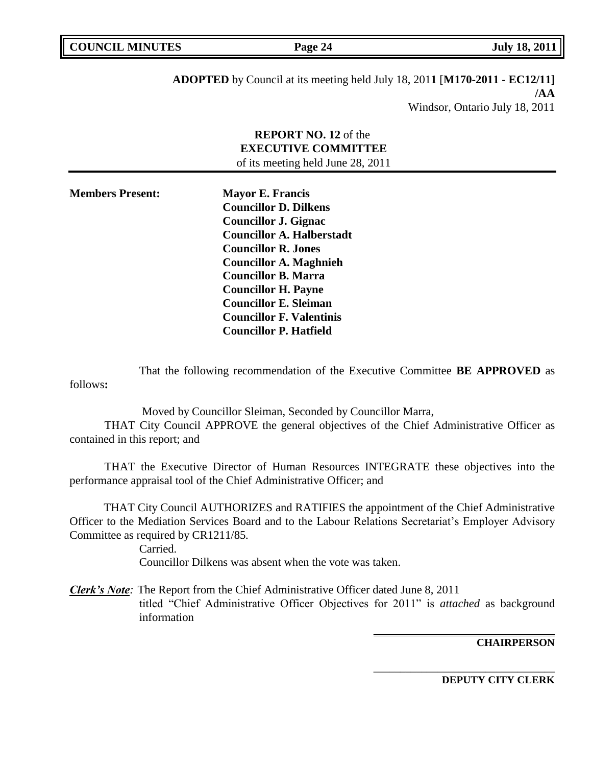**ADOPTED** by Council at its meeting held July 18, 2011 [**M170-2011 - EC12/11] /AA**

Windsor, Ontario July 18, 2011

**REPORT NO. 12** of the
**EXECUTIVE COMMITTEE**
of its meeting held June 28, 2011

**Members Present:**

**Mayor E. Francis**
**Councillor D. Dilkens**
**Councillor J. Gignac**
**Councillor A. Halberstadt**
**Councillor R. Jones**
**Councillor A. Maghnieh**
**Councillor B. Marra**
**Councillor H. Payne**
**Councillor E. Sleiman**
**Councillor F. Valentinis**
**Councillor P. Hatfield**

That the following recommendation of the Executive Committee **BE APPROVED** as follows**:**

Moved by Councillor Sleiman, Seconded by Councillor Marra,

THAT City Council APPROVE the general objectives of the Chief Administrative Officer as contained in this report; and

THAT the Executive Director of Human Resources INTEGRATE these objectives into the performance appraisal tool of the Chief Administrative Officer; and

THAT City Council AUTHORIZES and RATIFIES the appointment of the Chief Administrative Officer to the Mediation Services Board and to the Labour Relations Secretariat's Employer Advisory Committee as required by CR1211/85.

Carried.

Councillor Dilkens was absent when the vote was taken.

***Clerk's Note**:* The Report from the Chief Administrative Officer dated June 8, 2011 titled "Chief Administrative Officer Objectives for 2011" is *attached* as background information

**CHAIRPERSON**

**DEPUTY CITY CLERK**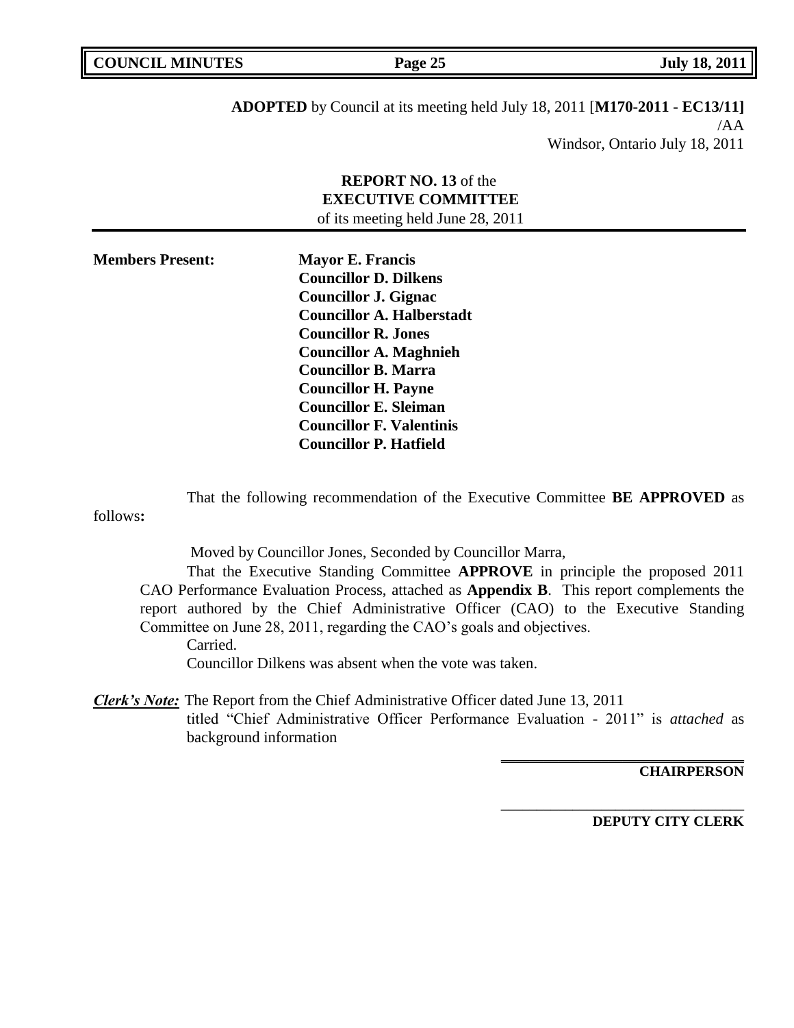**ADOPTED** by Council at its meeting held July 18, 2011 [**M170-2011 - EC13/11]**
/AA
Windsor, Ontario July 18, 2011

**REPORT NO. 13** of the
**EXECUTIVE COMMITTEE**
of its meeting held June 28, 2011

**Members Present:**

**Mayor E. Francis**
**Councillor D. Dilkens**
**Councillor J. Gignac**
**Councillor A. Halberstadt**
**Councillor R. Jones**
**Councillor A. Maghnieh**
**Councillor B. Marra**
**Councillor H. Payne**
**Councillor E. Sleiman**
**Councillor F. Valentinis**
**Councillor P. Hatfield**

That the following recommendation of the Executive Committee **BE APPROVED** as follows**:**

Moved by Councillor Jones, Seconded by Councillor Marra,

That the Executive Standing Committee **APPROVE** in principle the proposed 2011 CAO Performance Evaluation Process, attached as **Appendix B**. This report complements the report authored by the Chief Administrative Officer (CAO) to the Executive Standing Committee on June 28, 2011, regarding the CAO's goals and objectives.

Carried.

Councillor Dilkens was absent when the vote was taken.

***Clerk's Note:*** The Report from the Chief Administrative Officer dated June 13, 2011 titled "Chief Administrative Officer Performance Evaluation - 2011" is *attached* as background information

**CHAIRPERSON**

**DEPUTY CITY CLERK**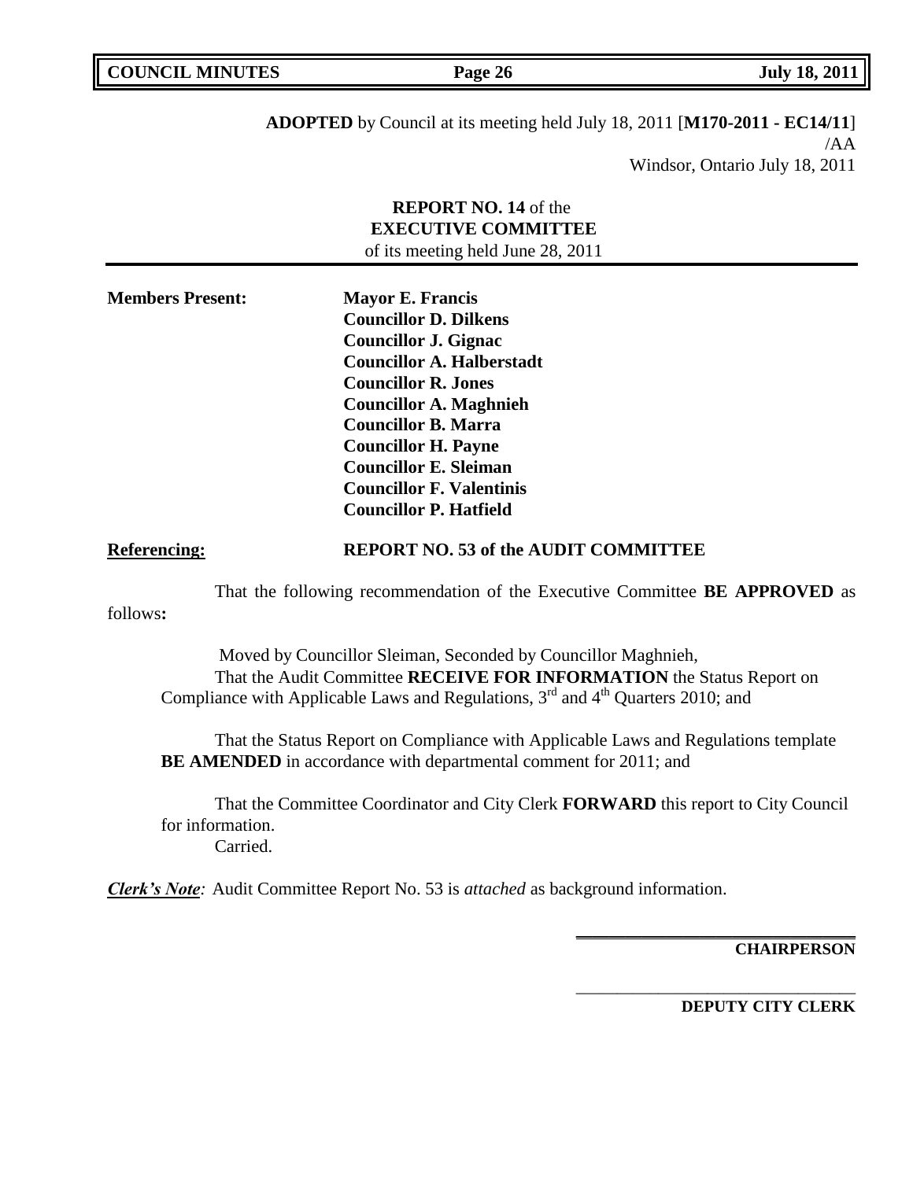**ADOPTED** by Council at its meeting held July 18, 2011 [**M170-2011 - EC14/11**]
/AA
Windsor, Ontario July 18, 2011

**REPORT NO. 14** of the
**EXECUTIVE COMMITTEE**
of its meeting held June 28, 2011

**Members Present:**

**Mayor E. Francis**
**Councillor D. Dilkens**
**Councillor J. Gignac**
**Councillor A. Halberstadt**
**Councillor R. Jones**
**Councillor A. Maghnieh**
**Councillor B. Marra**
**Councillor H. Payne**
**Councillor E. Sleiman**
**Councillor F. Valentinis**
**Councillor P. Hatfield**

**Referencing:** **REPORT NO. 53 of the AUDIT COMMITTEE**

That the following recommendation of the Executive Committee **BE APPROVED** as follows**:**

Moved by Councillor Sleiman, Seconded by Councillor Maghnieh,
That the Audit Committee **RECEIVE FOR INFORMATION** the Status Report on Compliance with Applicable Laws and Regulations, 3rd and 4th Quarters 2010; and

That the Status Report on Compliance with Applicable Laws and Regulations template **BE AMENDED** in accordance with departmental comment for 2011; and

That the Committee Coordinator and City Clerk **FORWARD** this report to City Council for information.
Carried.

***Clerk's Note****:* Audit Committee Report No. 53 is *attached* as background information.

**CHAIRPERSON**

**DEPUTY CITY CLERK**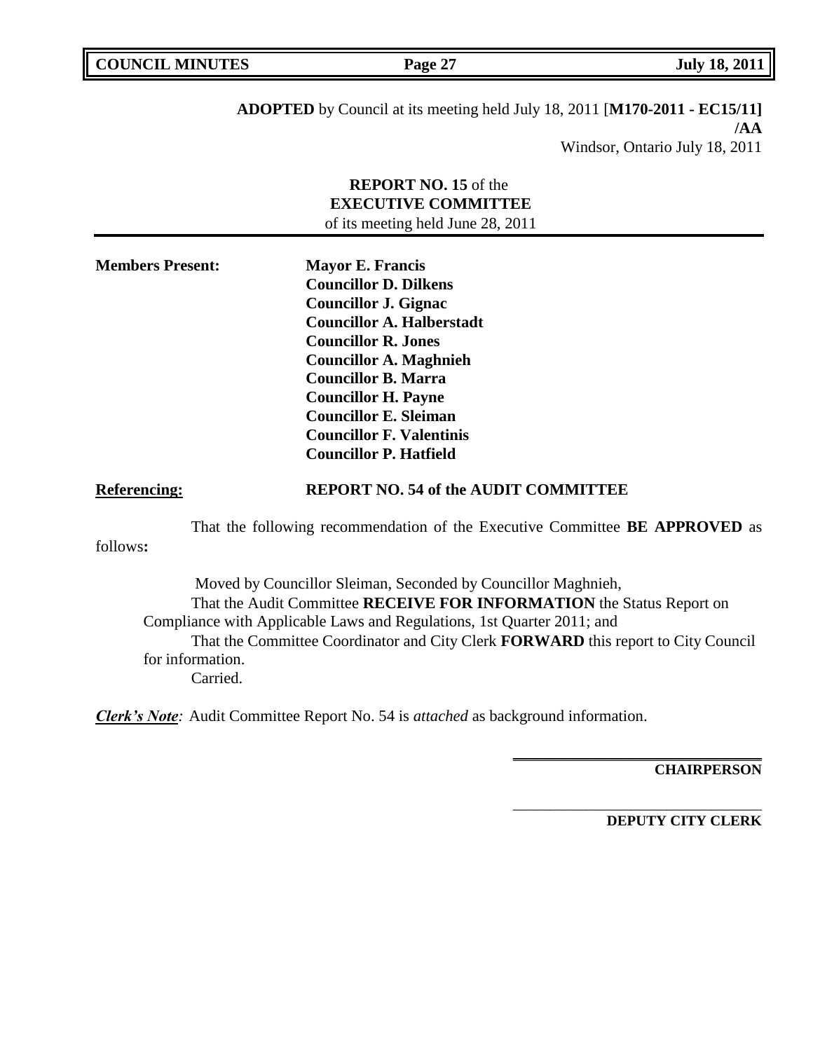**ADOPTED** by Council at its meeting held July 18, 2011 [**M170-2011 - EC15/11] /AA**

Windsor, Ontario July 18, 2011

**REPORT NO. 15** of the
**EXECUTIVE COMMITTEE**
of its meeting held June 28, 2011

**Members Present:**

**Mayor E. Francis**
**Councillor D. Dilkens**
**Councillor J. Gignac**
**Councillor A. Halberstadt**
**Councillor R. Jones**
**Councillor A. Maghnieh**
**Councillor B. Marra**
**Councillor H. Payne**
**Councillor E. Sleiman**
**Councillor F. Valentinis**
**Councillor P. Hatfield**

**Referencing:** **REPORT NO. 54 of the AUDIT COMMITTEE**

That the following recommendation of the Executive Committee **BE APPROVED** as follows**:**

Moved by Councillor Sleiman, Seconded by Councillor Maghnieh,

That the Audit Committee **RECEIVE FOR INFORMATION** the Status Report on Compliance with Applicable Laws and Regulations, 1st Quarter 2011; and

That the Committee Coordinator and City Clerk **FORWARD** this report to City Council for information.

Carried.

***Clerk's Note****:* Audit Committee Report No. 54 is *attached* as background information.

**CHAIRPERSON**

**DEPUTY CITY CLERK**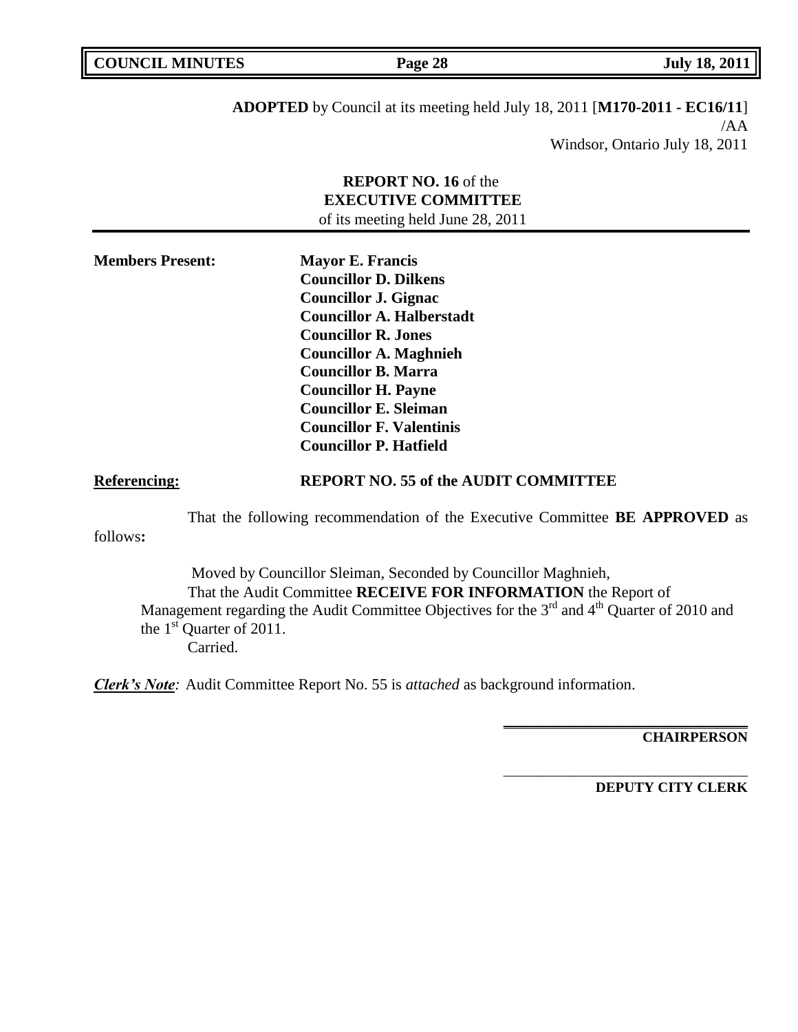**ADOPTED** by Council at its meeting held July 18, 2011 [**M170-2011 - EC16/11**]
/AA
Windsor, Ontario July 18, 2011

**REPORT NO. 16** of the
**EXECUTIVE COMMITTEE**
of its meeting held June 28, 2011

**Members Present:**

**Mayor E. Francis**
**Councillor D. Dilkens**
**Councillor J. Gignac**
**Councillor A. Halberstadt**
**Councillor R. Jones**
**Councillor A. Maghnieh**
**Councillor B. Marra**
**Councillor H. Payne**
**Councillor E. Sleiman**
**Councillor F. Valentinis**
**Councillor P. Hatfield**

**Referencing:** **REPORT NO. 55 of the AUDIT COMMITTEE**

That the following recommendation of the Executive Committee **BE APPROVED** as follows**:**

Moved by Councillor Sleiman, Seconded by Councillor Maghnieh,
That the Audit Committee **RECEIVE FOR INFORMATION** the Report of Management regarding the Audit Committee Objectives for the 3rd and 4th Quarter of 2010 and the 1st Quarter of 2011.
Carried.

***Clerk's Note**:* Audit Committee Report No. 55 is *attached* as background information.

**CHAIRPERSON**

**DEPUTY CITY CLERK**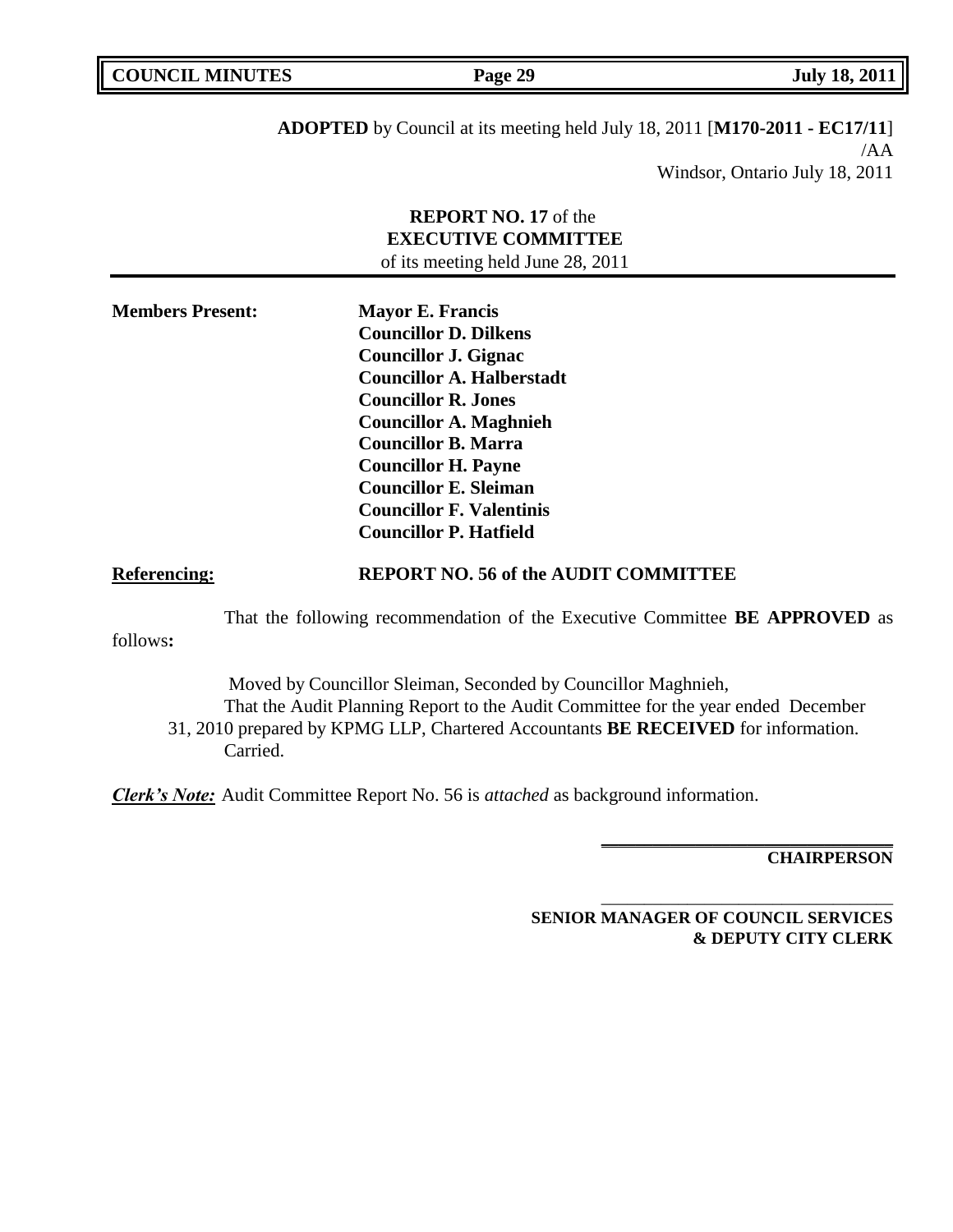**ADOPTED** by Council at its meeting held July 18, 2011 [**M170-2011 - EC17/11**]
/AA
Windsor, Ontario July 18, 2011

**REPORT NO. 17** of the
**EXECUTIVE COMMITTEE**
of its meeting held June 28, 2011

**Members Present:**

**Mayor E. Francis**
**Councillor D. Dilkens**
**Councillor J. Gignac**
**Councillor A. Halberstadt**
**Councillor R. Jones**
**Councillor A. Maghnieh**
**Councillor B. Marra**
**Councillor H. Payne**
**Councillor E. Sleiman**
**Councillor F. Valentinis**
**Councillor P. Hatfield**

**Referencing:** **REPORT NO. 56 of the AUDIT COMMITTEE**

That the following recommendation of the Executive Committee **BE APPROVED** as follows**:**

Moved by Councillor Sleiman, Seconded by Councillor Maghnieh,
That the Audit Planning Report to the Audit Committee for the year ended December 31, 2010 prepared by KPMG LLP, Chartered Accountants **BE RECEIVED** for information.
Carried.

***Clerk's Note:*** Audit Committee Report No. 56 is *attached* as background information.

**CHAIRPERSON**

**SENIOR MANAGER OF COUNCIL SERVICES & DEPUTY CITY CLERK**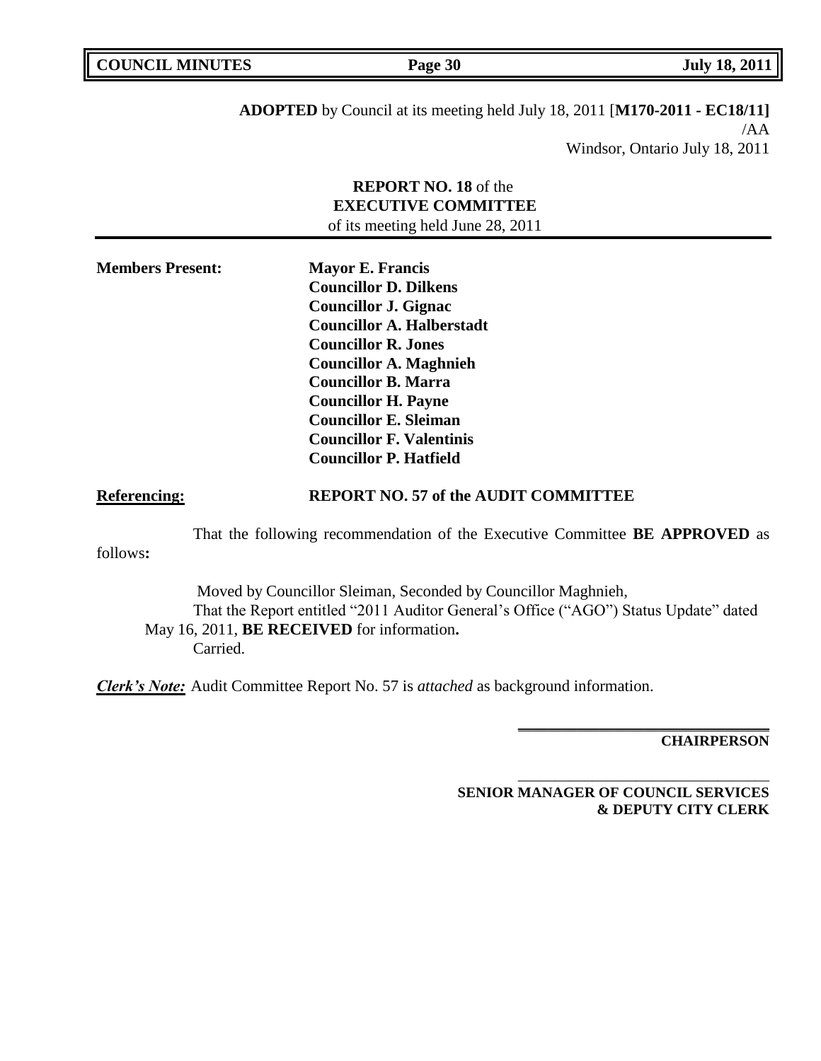**ADOPTED** by Council at its meeting held July 18, 2011 [**M170-2011 - EC18/11]**
/AA
Windsor, Ontario July 18, 2011

**REPORT NO. 18** of the
**EXECUTIVE COMMITTEE**
of its meeting held June 28, 2011

**Members Present:**

**Mayor E. Francis**
**Councillor D. Dilkens**
**Councillor J. Gignac**
**Councillor A. Halberstadt**
**Councillor R. Jones**
**Councillor A. Maghnieh**
**Councillor B. Marra**
**Councillor H. Payne**
**Councillor E. Sleiman**
**Councillor F. Valentinis**
**Councillor P. Hatfield**

**Referencing:** **REPORT NO. 57 of the AUDIT COMMITTEE**

That the following recommendation of the Executive Committee **BE APPROVED** as follows**:**

Moved by Councillor Sleiman, Seconded by Councillor Maghnieh,
That the Report entitled "2011 Auditor General's Office ("AGO") Status Update" dated May 16, 2011, **BE RECEIVED** for information**.**
Carried.

***Clerk's Note:*** Audit Committee Report No. 57 is *attached* as background information.

**CHAIRPERSON**

**SENIOR MANAGER OF COUNCIL SERVICES**
**& DEPUTY CITY CLERK**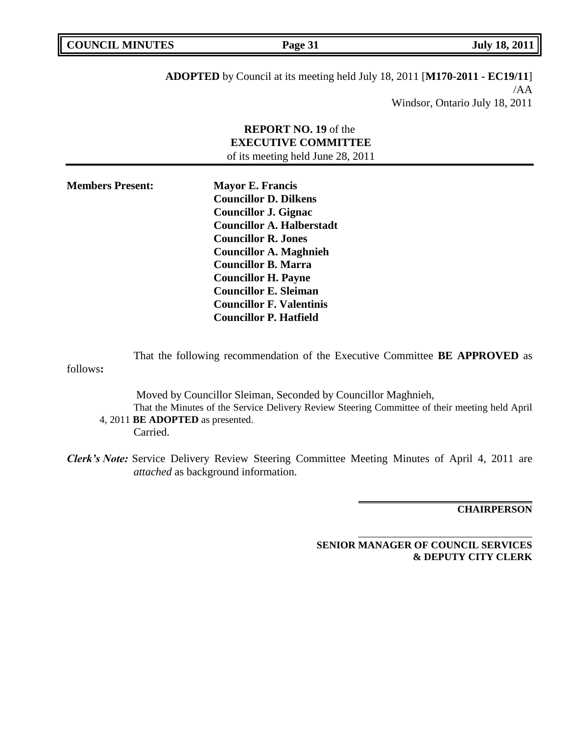**ADOPTED** by Council at its meeting held July 18, 2011 [**M170-2011 - EC19/11**]
/AA
Windsor, Ontario July 18, 2011

**REPORT NO. 19** of the
**EXECUTIVE COMMITTEE**
of its meeting held June 28, 2011

---

**Members Present:**

**Mayor E. Francis**
**Councillor D. Dilkens**
**Councillor J. Gignac**
**Councillor A. Halberstadt**
**Councillor R. Jones**
**Councillor A. Maghnieh**
**Councillor B. Marra**
**Councillor H. Payne**
**Councillor E. Sleiman**
**Councillor F. Valentinis**
**Councillor P. Hatfield**

That the following recommendation of the Executive Committee **BE APPROVED** as follows**:**

Moved by Councillor Sleiman, Seconded by Councillor Maghnieh,
That the Minutes of the Service Delivery Review Steering Committee of their meeting held April 4, 2011 **BE ADOPTED** as presented.
Carried.

***Clerk's Note:*** Service Delivery Review Steering Committee Meeting Minutes of April 4, 2011 are *attached* as background information.

**CHAIRPERSON**

**SENIOR MANAGER OF COUNCIL SERVICES & DEPUTY CITY CLERK**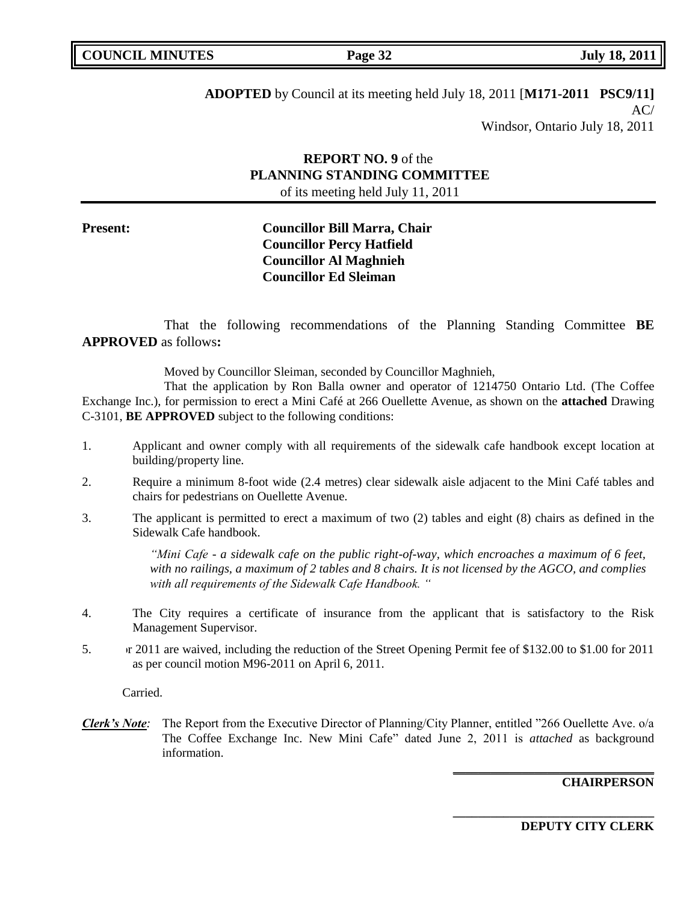**ADOPTED** by Council at its meeting held July 18, 2011 [**M171-2011 PSC9/11]**
AC/
Windsor, Ontario July 18, 2011

**REPORT NO. 9** of the
**PLANNING STANDING COMMITTEE**
of its meeting held July 11, 2011

**Present:**

**Councillor Bill Marra, Chair**
**Councillor Percy Hatfield**
**Councillor Al Maghnieh**
**Councillor Ed Sleiman**

That the following recommendations of the Planning Standing Committee **BE APPROVED** as follows**:**

Moved by Councillor Sleiman, seconded by Councillor Maghnieh,

That the application by Ron Balla owner and operator of 1214750 Ontario Ltd. (The Coffee Exchange Inc.), for permission to erect a Mini Café at 266 Ouellette Avenue, as shown on the **attached** Drawing C-3101, **BE APPROVED** subject to the following conditions:

1. Applicant and owner comply with all requirements of the sidewalk cafe handbook except location at building/property line.
2. Require a minimum 8-foot wide (2.4 metres) clear sidewalk aisle adjacent to the Mini Café tables and chairs for pedestrians on Ouellette Avenue.
3. The applicant is permitted to erect a maximum of two (2) tables and eight (8) chairs as defined in the Sidewalk Cafe handbook.

   *"Mini Cafe - a sidewalk cafe on the public right-of-way, which encroaches a maximum of 6 feet, with no railings, a maximum of 2 tables and 8 chairs. It is not licensed by the AGCO, and complies with all requirements of the Sidewalk Cafe Handbook. "*

4. The City requires a certificate of insurance from the applicant that is satisfactory to the Risk Management Supervisor.
5. r 2011 are waived, including the reduction of the Street Opening Permit fee of $132.00 to $1.00 for 2011 as per council motion M96-2011 on April 6, 2011.

Carried.

***Clerk's Note**:* The Report from the Executive Director of Planning/City Planner, entitled "266 Ouellette Ave. o/a The Coffee Exchange Inc. New Mini Cafe" dated June 2, 2011 is *attached* as background information.

**CHAIRPERSON**

**DEPUTY CITY CLERK**